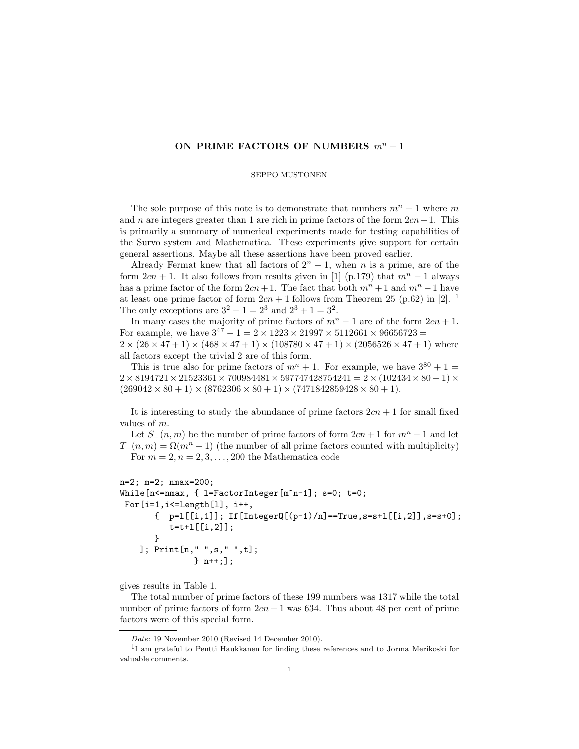# ON PRIME FACTORS OF NUMBERS $m^n \pm 1$

SEPPO MUSTONEN

The sole purpose of this note is to demonstrate that numbers $m^n \pm 1$ where $m$ and $n$ are integers greater than 1 are rich in prime factors of the form $2cn+1$. This is primarily a summary of numerical experiments made for testing capabilities of the Survo system and Mathematica. These experiments give support for certain general assertions. Maybe all these assertions have been proved earlier.

Already Fermat knew that all factors of $2^n - 1$, when $n$ is a prime, are of the form $2cn+1$. It also follows from results given in [1] (p.179) that $m^n - 1$ always has a prime factor of the form $2cn+1$. The fact that both $m^n+1$ and $m^n-1$ have at least one prime factor of form $2cn+1$ follows from Theorem 25 (p.62) in [2]. [1] The only exceptions are $3^2 - 1 = 2^3$ and $2^3 + 1 = 3^2$.

In many cases the majority of prime factors of $m^n - 1$ are of the form $2cn+1$. For example, we have $3^{47} - 1 = 2 \times 1223 \times 21997 \times 5112661 \times 96656723 =$
$2 \times (26 \times 47 + 1) \times (468 \times 47 + 1) \times (108780 \times 47 + 1) \times (2056526 \times 47 + 1)$ where all factors except the trivial 2 are of this form.

This is true also for prime factors of $m^n + 1$. For example, we have $3^{80} + 1 = 2 \times 8194721 \times 21523361 \times 700984481 \times 597747428754241 = 2 \times (102434 \times 80 + 1) \times (269042 \times 80 + 1) \times (8762306 \times 80 + 1) \times (7471842859428 \times 80 + 1)$.

It is interesting to study the abundance of prime factors $2cn+1$ for small fixed values of $m$.

Let $S_-(n, m)$ be the number of prime factors of form $2cn+1$ for $m^n - 1$ and let $T_-(n, m) = \Omega(m^n - 1)$ (the number of all prime factors counted with multiplicity)

For $m = 2, n = 2, 3, \ldots, 200$ the Mathematica code

```
n=2; m=2; nmax=200;
While[n<=nmax, { l=FactorInteger[m^n-1]; s=0; t=0;
 For[i=1,i<=Length[l], i++,
       {  p=l[[i,1]]; If[IntegerQ[(p-1)/n]==True,s=s+l[[i,2]],s=s+0];
          t=t+l[[i,2]];
       }
    ]; Print[n," ",s," ",t];
               } n++;];
```

gives results in Table 1.

The total number of prime factors of these 199 numbers was 1317 while the total number of prime factors of form $2cn+1$ was 634. Thus about 48 per cent of prime factors were of this special form.

*Date*: 19 November 2010 (Revised 14 December 2010).

[1] I am grateful to Pentti Haukkanen for finding these references and to Jorma Merikoski for valuable comments.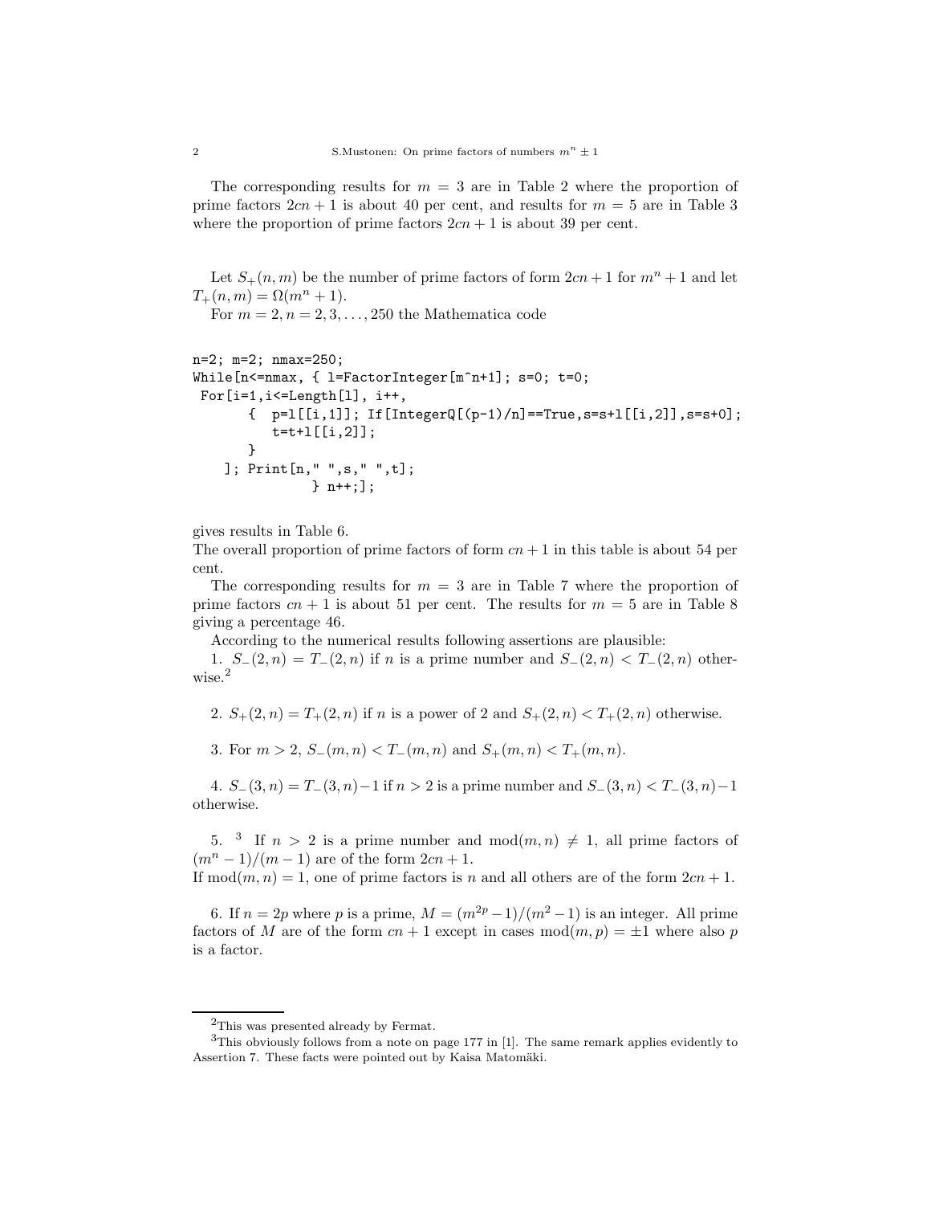The corresponding results for $m = 3$ are in Table 2 where the proportion of prime factors $2cn + 1$ is about 40 per cent, and results for $m = 5$ are in Table 3 where the proportion of prime factors $2cn + 1$ is about 39 per cent.

Let $S_+(n, m)$ be the number of prime factors of form $2cn + 1$ for $m^n + 1$ and let $T_+(n, m) = \Omega(m^n + 1)$.

For $m = 2, n = 2, 3, \ldots, 250$ the Mathematica code

```
n=2; m=2; nmax=250;
While[n<=nmax, { l=FactorInteger[m^n+1]; s=0; t=0;
 For[i=1,i<=Length[l], i++,
       {  p=l[[i,1]]; If[IntegerQ[(p-1)/n]==True,s=s+l[[i,2]],s=s+0];
          t=t+l[[i,2]];
       }
    ]; Print[n," ",s," ",t];
               } n++;];
```

gives results in Table 6.
The overall proportion of prime factors of form $cn + 1$ in this table is about 54 per cent.

The corresponding results for $m = 3$ are in Table 7 where the proportion of prime factors $cn + 1$ is about 51 per cent. The results for $m = 5$ are in Table 8 giving a percentage 46.

According to the numerical results following assertions are plausible:

1. $S_-(2, n) = T_-(2, n)$ if $n$ is a prime number and $S_-(2, n) < T_-(2, n)$ otherwise.[2]

2. $S_+(2, n) = T_+(2, n)$ if $n$ is a power of 2 and $S_+(2, n) < T_+(2, n)$ otherwise.

3. For $m > 2$, $S_-(m, n) < T_-(m, n)$ and $S_+(m, n) < T_+(m, n)$.

4. $S_-(3, n) = T_-(3, n) - 1$ if $n > 2$ is a prime number and $S_-(3, n) < T_-(3, n) - 1$ otherwise.

5. [3] If $n > 2$ is a prime number and $\text{mod}(m, n) \neq 1$, all prime factors of $(m^n - 1)/(m - 1)$ are of the form $2cn + 1$.
If $\text{mod}(m, n) = 1$, one of prime factors is $n$ and all others are of the form $2cn + 1$.

6. If $n = 2p$ where $p$ is a prime, $M = (m^{2p} - 1)/(m^2 - 1)$ is an integer. All prime factors of $M$ are of the form $cn + 1$ except in cases $\text{mod}(m, p) = \pm 1$ where also $p$ is a factor.

---

[2] This was presented already by Fermat.

[3] This obviously follows from a note on page 177 in [1]. The same remark applies evidently to Assertion 7. These facts were pointed out by Kaisa Matomäki.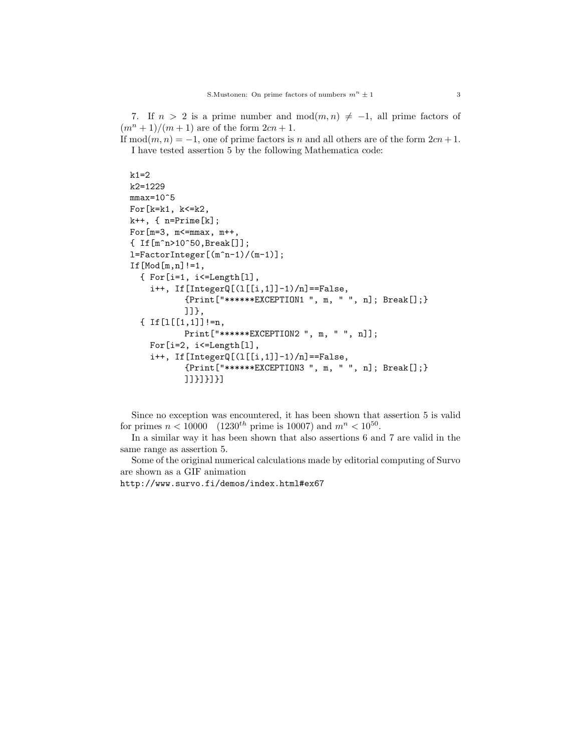7. If $n > 2$ is a prime number and $\text{mod}(m, n) \neq -1$, all prime factors of $(m^n + 1)/(m + 1)$ are of the form $2cn + 1$.
If $\text{mod}(m, n) = -1$, one of prime factors is $n$ and all others are of the form $2cn + 1$.
I have tested assertion 5 by the following Mathematica code:

```
k1=2
k2=1229
mmax=10^5
For[k=k1, k<=k2,
k++, { n=Prime[k];
For[m=3, m<=mmax, m++,
{ If[m^n>10^50,Break[]];
l=FactorInteger[(m^n-1)/(m-1)];
If[Mod[m,n]!=1,
  { For[i=1, i<=Length[l],
    i++, If[IntegerQ[(l[[i,1]]-1)/n]==False,
          {Print["******EXCEPTION1 ", m, " ", n]; Break[];}
          ]]},
  { If[l[[1,1]]!=n,
          Print["******EXCEPTION2 ", m, " ", n]];
    For[i=2, i<=Length[l],
    i++, If[IntegerQ[(l[[i,1]]-1)/n]==False,
          {Print["******EXCEPTION3 ", m, " ", n]; Break[];}
          ]]}]}]}]
```

Since no exception was encountered, it has been shown that assertion 5 is valid for primes $n < 10000$ ($1230^{th}$ prime is 10007) and $m^n < 10^{50}$.

In a similar way it has been shown that also assertions 6 and 7 are valid in the same range as assertion 5.

Some of the original numerical calculations made by editorial computing of Survo are shown as a GIF animation
http://www.survo.fi/demos/index.html#ex67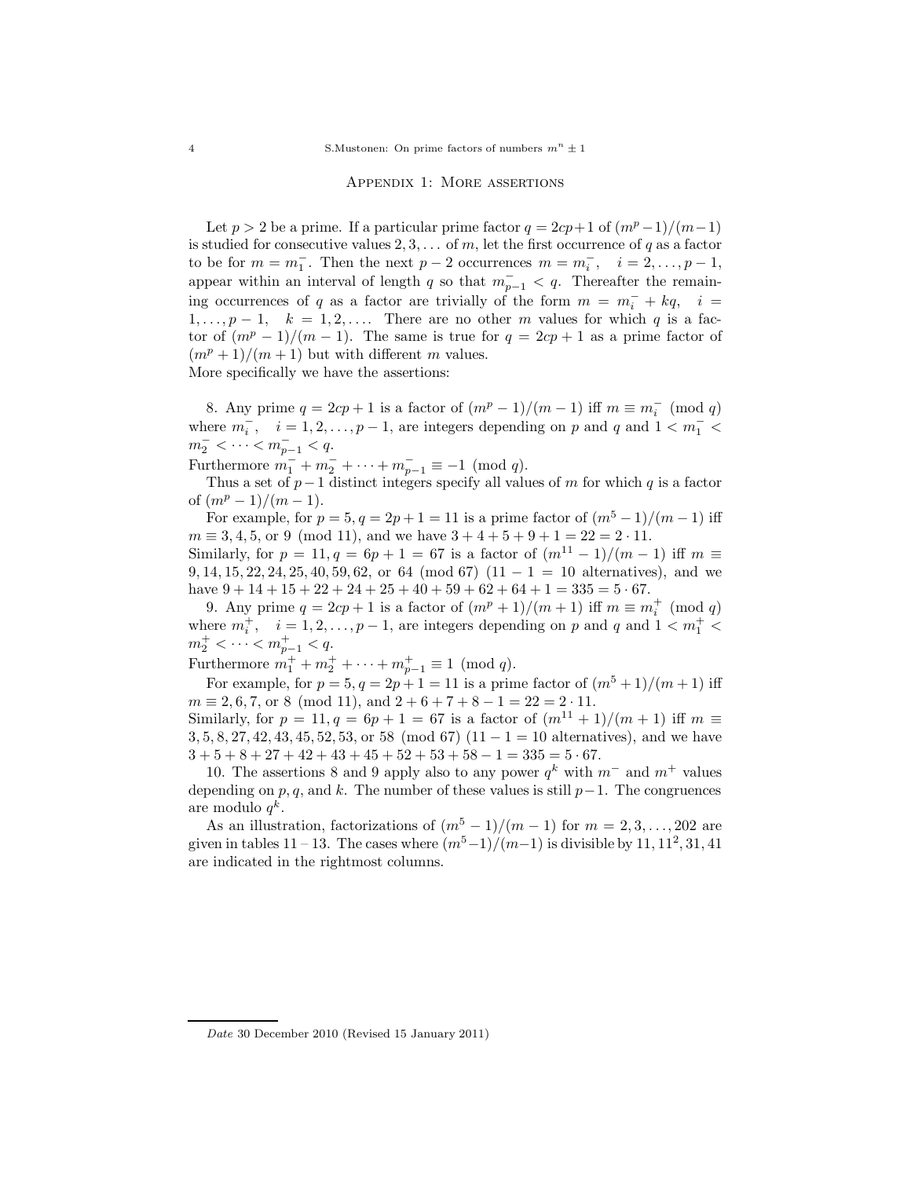## Appendix 1: More assertions

Let $p > 2$ be a prime. If a particular prime factor $q = 2cp+1$ of $(m^p-1)/(m-1)$ is studied for consecutive values $2, 3, \ldots$ of $m$, let the first occurrence of $q$ as a factor to be for $m = m_1^-$. Then the next $p-2$ occurrences $m = m_i^-$, $i = 2, \ldots, p-1$, appear within an interval of length $q$ so that $m_{p-1}^- < q$. Thereafter the remaining occurrences of $q$ as a factor are trivially of the form $m = m_i^- + kq$, $i = 1, \ldots, p-1$, $k = 1, 2, \ldots$. There are no other $m$ values for which $q$ is a factor of $(m^p-1)/(m-1)$. The same is true for $q = 2cp+1$ as a prime factor of $(m^p+1)/(m+1)$ but with different $m$ values.
More specifically we have the assertions:

8. Any prime $q = 2cp+1$ is a factor of $(m^p-1)/(m-1)$ iff $m \equiv m_i^- \pmod{q}$ where $m_i^-$, $i = 1, 2, \ldots, p-1$, are integers depending on $p$ and $q$ and $1 < m_1^- < m_2^- < \cdots < m_{p-1}^- < q$.
Furthermore $m_1^- + m_2^- + \cdots + m_{p-1}^- \equiv -1 \pmod{q}$.

Thus a set of $p-1$ distinct integers specify all values of $m$ for which $q$ is a factor of $(m^p-1)/(m-1)$.

For example, for $p = 5, q = 2p+1 = 11$ is a prime factor of $(m^5-1)/(m-1)$ iff $m \equiv 3, 4, 5,$ or $9 \pmod{11}$, and we have $3+4+5+9+1 = 22 = 2 \cdot 11$.
Similarly, for $p = 11, q = 6p+1 = 67$ is a factor of $(m^{11}-1)/(m-1)$ iff $m \equiv 9, 14, 15, 22, 24, 25, 40, 59, 62,$ or $64 \pmod{67}$ $(11-1 = 10$ alternatives), and we have $9+14+15+22+24+25+40+59+62+64+1 = 335 = 5 \cdot 67$.

9. Any prime $q = 2cp+1$ is a factor of $(m^p+1)/(m+1)$ iff $m \equiv m_i^+ \pmod{q}$ where $m_i^+$, $i = 1, 2, \ldots, p-1$, are integers depending on $p$ and $q$ and $1 < m_1^+ < m_2^+ < \cdots < m_{p-1}^+ < q$.
Furthermore $m_1^+ + m_2^+ + \cdots + m_{p-1}^+ \equiv 1 \pmod{q}$.

For example, for $p = 5, q = 2p+1 = 11$ is a prime factor of $(m^5+1)/(m+1)$ iff $m \equiv 2, 6, 7,$ or $8 \pmod{11}$, and $2+6+7+8-1 = 22 = 2 \cdot 11$.
Similarly, for $p = 11, q = 6p+1 = 67$ is a factor of $(m^{11}+1)/(m+1)$ iff $m \equiv 3, 5, 8, 27, 42, 43, 45, 52, 53,$ or $58 \pmod{67}$ $(11-1 = 10$ alternatives), and we have $3+5+8+27+42+43+45+52+53+58-1 = 335 = 5 \cdot 67$.

10. The assertions 8 and 9 apply also to any power $q^k$ with $m^-$ and $m^+$ values depending on $p, q$, and $k$. The number of these values is still $p-1$. The congruences are modulo $q^k$.

As an illustration, factorizations of $(m^5-1)/(m-1)$ for $m = 2, 3, \ldots, 202$ are given in tables 11 – 13. The cases where $(m^5-1)/(m-1)$ is divisible by $11, 11^2, 31, 41$ are indicated in the rightmost columns.

*Date* 30 December 2010 (Revised 15 January 2011)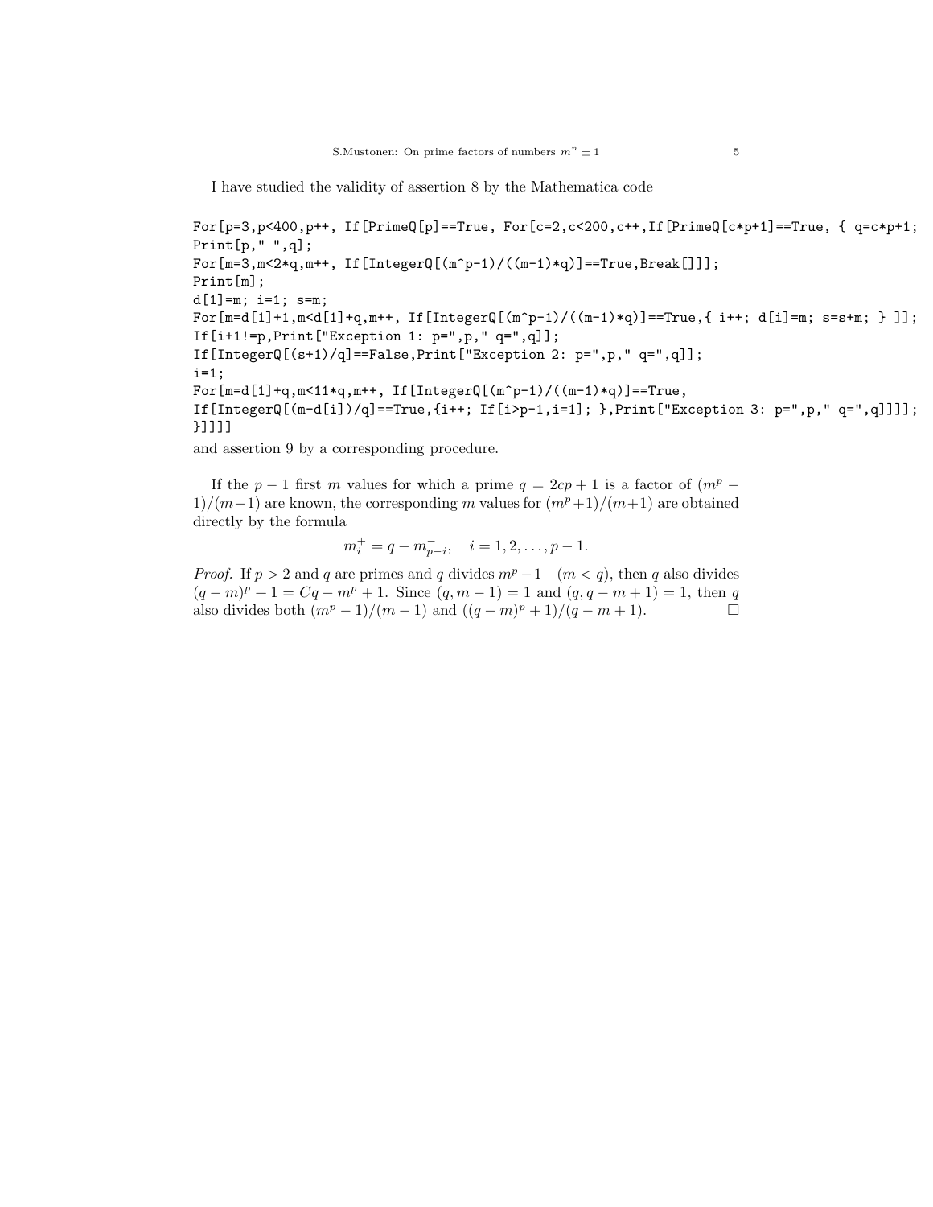I have studied the validity of assertion 8 by the Mathematica code

```
For[p=3,p<400,p++, If[PrimeQ[p]==True, For[c=2,c<200,c++,If[PrimeQ[c*p+1]==True, { q=c*p+1;
Print[p," ",q];
For[m=3,m<2*q,m++, If[IntegerQ[(m^p-1)/((m-1)*q)]==True,Break[]]];
Print[m];
d[1]=m; i=1; s=m;
For[m=d[1]+1,m<d[1]+q,m++, If[IntegerQ[(m^p-1)/((m-1)*q)]==True,{ i++; d[i]=m; s=s+m; } ]];
If[i+1!=p,Print["Exception 1: p=",p," q=",q]];
If[IntegerQ[(s+1)/q]==False,Print["Exception 2: p=",p," q=",q]];
i=1;
For[m=d[1]+q,m<11*q,m++, If[IntegerQ[(m^p-1)/((m-1)*q)]==True,
If[IntegerQ[(m-d[i])/q]==True,{i++; If[i>p-1,i=1]; },Print["Exception 3: p=",p," q=",q]]]];
}]]]]
```

and assertion 9 by a corresponding procedure.

If the $p-1$ first $m$ values for which a prime $q = 2cp+1$ is a factor of $(m^p - 1)/(m-1)$ are known, the corresponding $m$ values for $(m^p+1)/(m+1)$ are obtained directly by the formula

$$m_i^+ = q - m_{p-i}^-, \quad i = 1, 2, \ldots, p-1.$$

*Proof.* If $p > 2$ and $q$ are primes and $q$ divides $m^p - 1 \quad (m < q)$, then $q$ also divides $(q-m)^p + 1 = Cq - m^p + 1$. Since $(q, m-1) = 1$ and $(q, q-m+1) = 1$, then $q$ also divides both $(m^p - 1)/(m-1)$ and $((q-m)^p + 1)/(q-m+1)$. □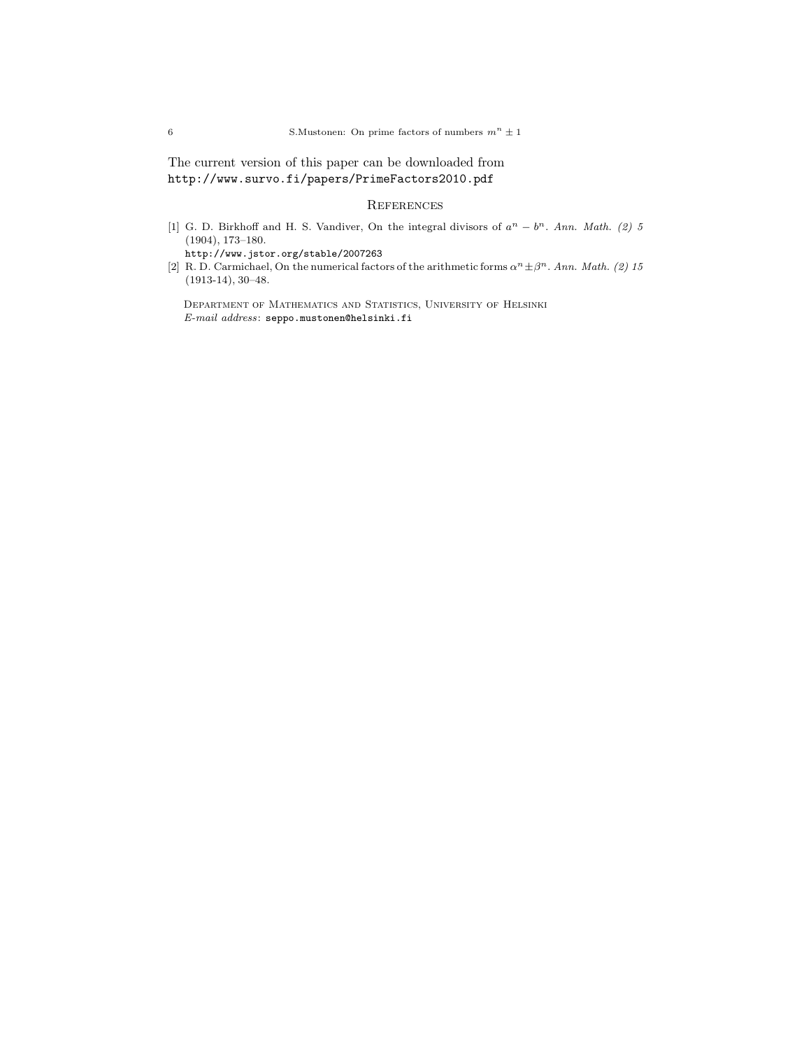The current version of this paper can be downloaded from
http://www.survo.fi/papers/PrimeFactors2010.pdf

## References

[1] G. D. Birkhoff and H. S. Vandiver, On the integral divisors of $a^n - b^n$. *Ann. Math. (2) 5* (1904), 173–180.
http://www.jstor.org/stable/2007263

[2] R. D. Carmichael, On the numerical factors of the arithmetic forms $\alpha^n \pm \beta^n$. *Ann. Math. (2) 15* (1913-14), 30–48.

Department of Mathematics and Statistics, University of Helsinki
*E-mail address*: seppo.mustonen@helsinki.fi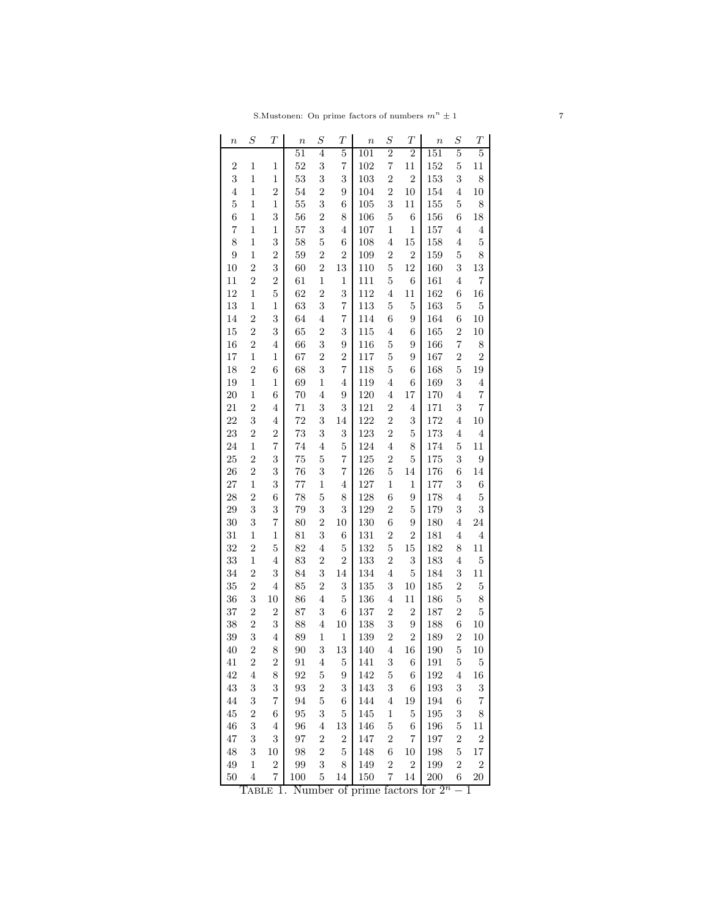| $n$ | $S$ | $T$ | $n$ | $S$ | $T$ | $n$ | $S$ | $T$ | $n$ | $S$ | $T$ |
|---|---|---|---|---|---|---|---|---|---|---|---|
| | | | 51 | 4 | 5 | 101 | 2 | 2 | 151 | 5 | 5 |
| 2 | 1 | 1 | 52 | 3 | 7 | 102 | 7 | 11 | 152 | 5 | 11 |
| 3 | 1 | 1 | 53 | 3 | 3 | 103 | 2 | 2 | 153 | 3 | 8 |
| 4 | 1 | 2 | 54 | 2 | 9 | 104 | 2 | 10 | 154 | 4 | 10 |
| 5 | 1 | 1 | 55 | 3 | 6 | 105 | 3 | 11 | 155 | 5 | 8 |
| 6 | 1 | 3 | 56 | 2 | 8 | 106 | 5 | 6 | 156 | 6 | 18 |
| 7 | 1 | 1 | 57 | 3 | 4 | 107 | 1 | 1 | 157 | 4 | 4 |
| 8 | 1 | 3 | 58 | 5 | 6 | 108 | 4 | 15 | 158 | 4 | 5 |
| 9 | 1 | 2 | 59 | 2 | 2 | 109 | 2 | 2 | 159 | 5 | 8 |
| 10 | 2 | 3 | 60 | 2 | 13 | 110 | 5 | 12 | 160 | 3 | 13 |
| 11 | 2 | 2 | 61 | 1 | 1 | 111 | 5 | 6 | 161 | 4 | 7 |
| 12 | 1 | 5 | 62 | 2 | 3 | 112 | 4 | 11 | 162 | 6 | 16 |
| 13 | 1 | 1 | 63 | 3 | 7 | 113 | 5 | 5 | 163 | 5 | 5 |
| 14 | 2 | 3 | 64 | 4 | 7 | 114 | 6 | 9 | 164 | 6 | 10 |
| 15 | 2 | 3 | 65 | 2 | 3 | 115 | 4 | 6 | 165 | 2 | 10 |
| 16 | 2 | 4 | 66 | 3 | 9 | 116 | 5 | 9 | 166 | 7 | 8 |
| 17 | 1 | 1 | 67 | 2 | 2 | 117 | 5 | 9 | 167 | 2 | 2 |
| 18 | 2 | 6 | 68 | 3 | 7 | 118 | 5 | 6 | 168 | 5 | 19 |
| 19 | 1 | 1 | 69 | 1 | 4 | 119 | 4 | 6 | 169 | 3 | 4 |
| 20 | 1 | 6 | 70 | 4 | 9 | 120 | 4 | 17 | 170 | 4 | 7 |
| 21 | 2 | 4 | 71 | 3 | 3 | 121 | 2 | 4 | 171 | 3 | 7 |
| 22 | 3 | 4 | 72 | 3 | 14 | 122 | 2 | 3 | 172 | 4 | 10 |
| 23 | 2 | 2 | 73 | 3 | 3 | 123 | 2 | 5 | 173 | 4 | 4 |
| 24 | 1 | 7 | 74 | 4 | 5 | 124 | 4 | 8 | 174 | 5 | 11 |
| 25 | 2 | 3 | 75 | 5 | 7 | 125 | 2 | 5 | 175 | 3 | 9 |
| 26 | 2 | 3 | 76 | 3 | 7 | 126 | 5 | 14 | 176 | 6 | 14 |
| 27 | 1 | 3 | 77 | 1 | 4 | 127 | 1 | 1 | 177 | 3 | 6 |
| 28 | 2 | 6 | 78 | 5 | 8 | 128 | 6 | 9 | 178 | 4 | 5 |
| 29 | 3 | 3 | 79 | 3 | 3 | 129 | 2 | 5 | 179 | 3 | 3 |
| 30 | 3 | 7 | 80 | 2 | 10 | 130 | 6 | 9 | 180 | 4 | 24 |
| 31 | 1 | 1 | 81 | 3 | 6 | 131 | 2 | 2 | 181 | 4 | 4 |
| 32 | 2 | 5 | 82 | 4 | 5 | 132 | 5 | 15 | 182 | 8 | 11 |
| 33 | 1 | 4 | 83 | 2 | 2 | 133 | 2 | 3 | 183 | 4 | 5 |
| 34 | 2 | 3 | 84 | 3 | 14 | 134 | 4 | 5 | 184 | 3 | 11 |
| 35 | 2 | 4 | 85 | 2 | 3 | 135 | 3 | 10 | 185 | 2 | 5 |
| 36 | 3 | 10 | 86 | 4 | 5 | 136 | 4 | 11 | 186 | 5 | 8 |
| 37 | 2 | 2 | 87 | 3 | 6 | 137 | 2 | 2 | 187 | 2 | 5 |
| 38 | 2 | 3 | 88 | 4 | 10 | 138 | 3 | 9 | 188 | 6 | 10 |
| 39 | 3 | 4 | 89 | 1 | 1 | 139 | 2 | 2 | 189 | 2 | 10 |
| 40 | 2 | 8 | 90 | 3 | 13 | 140 | 4 | 16 | 190 | 5 | 10 |
| 41 | 2 | 2 | 91 | 4 | 5 | 141 | 3 | 6 | 191 | 5 | 5 |
| 42 | 4 | 8 | 92 | 5 | 9 | 142 | 5 | 6 | 192 | 4 | 16 |
| 43 | 3 | 3 | 93 | 2 | 3 | 143 | 3 | 6 | 193 | 3 | 3 |
| 44 | 3 | 7 | 94 | 5 | 6 | 144 | 4 | 19 | 194 | 6 | 7 |
| 45 | 2 | 6 | 95 | 3 | 5 | 145 | 1 | 5 | 195 | 3 | 8 |
| 46 | 3 | 4 | 96 | 4 | 13 | 146 | 5 | 6 | 196 | 5 | 11 |
| 47 | 3 | 3 | 97 | 2 | 2 | 147 | 2 | 7 | 197 | 2 | 2 |
| 48 | 3 | 10 | 98 | 2 | 5 | 148 | 6 | 10 | 198 | 5 | 17 |
| 49 | 1 | 2 | 99 | 3 | 8 | 149 | 2 | 2 | 199 | 2 | 2 |
| 50 | 4 | 7 | 100 | 5 | 14 | 150 | 7 | 14 | 200 | 6 | 20 |

Table 1. Number of prime factors for $2^n - 1$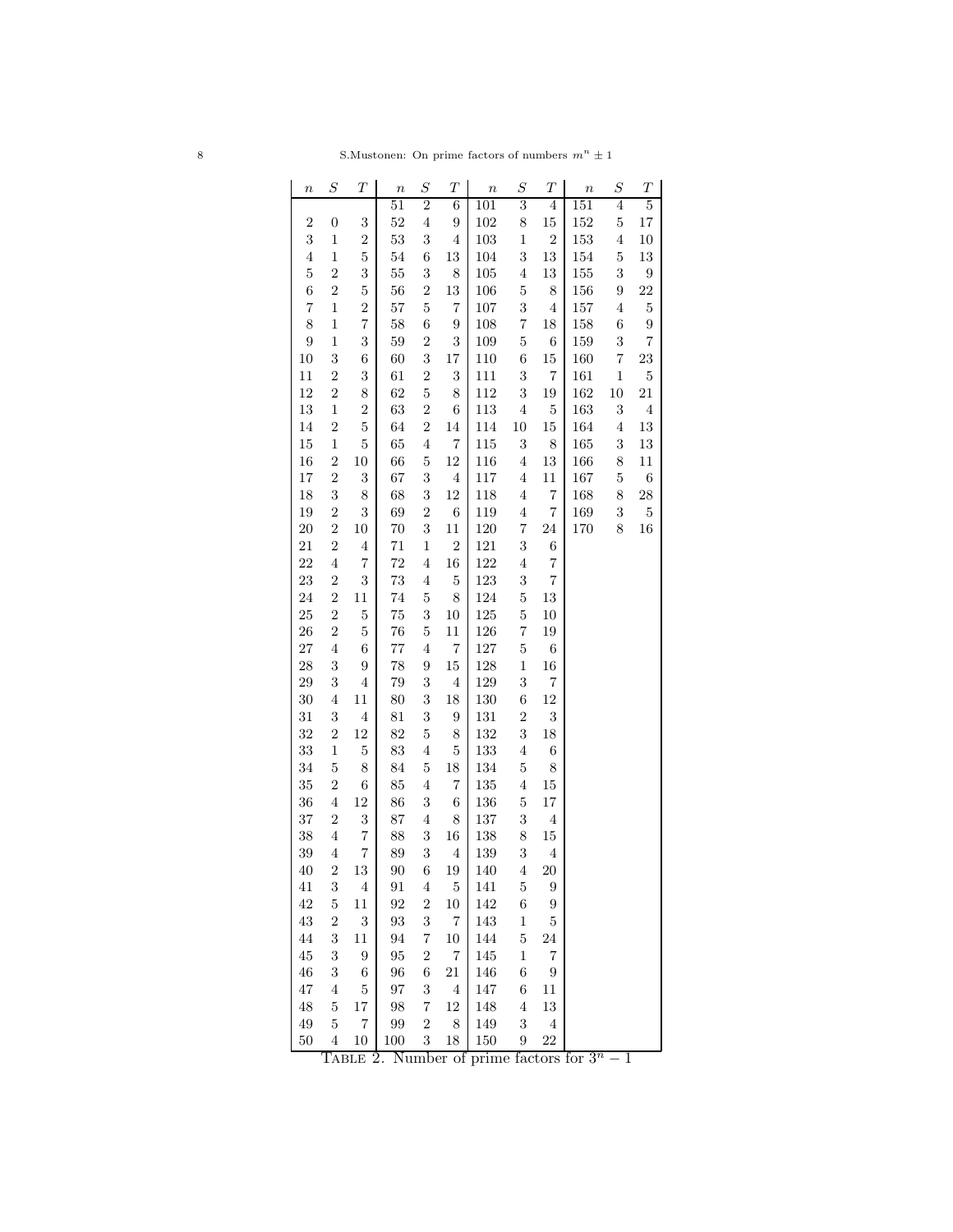| $n$ | $S$ | $T$ | $n$ | $S$ | $T$ | $n$ | $S$ | $T$ | $n$ | $S$ | $T$ |
|---|---|---|---|---|---|---|---|---|---|---|---|
| | | | 51 | 2 | 6 | 101 | 3 | 4 | 151 | 4 | 5 |
| 2 | 0 | 3 | 52 | 4 | 9 | 102 | 8 | 15 | 152 | 5 | 17 |
| 3 | 1 | 2 | 53 | 3 | 4 | 103 | 1 | 2 | 153 | 4 | 10 |
| 4 | 1 | 5 | 54 | 6 | 13 | 104 | 3 | 13 | 154 | 5 | 13 |
| 5 | 2 | 3 | 55 | 3 | 8 | 105 | 4 | 13 | 155 | 3 | 9 |
| 6 | 2 | 5 | 56 | 2 | 13 | 106 | 5 | 8 | 156 | 9 | 22 |
| 7 | 1 | 2 | 57 | 5 | 7 | 107 | 3 | 4 | 157 | 4 | 5 |
| 8 | 1 | 7 | 58 | 6 | 9 | 108 | 7 | 18 | 158 | 6 | 9 |
| 9 | 1 | 3 | 59 | 2 | 3 | 109 | 5 | 6 | 159 | 3 | 7 |
| 10 | 3 | 6 | 60 | 3 | 17 | 110 | 6 | 15 | 160 | 7 | 23 |
| 11 | 2 | 3 | 61 | 2 | 3 | 111 | 3 | 7 | 161 | 1 | 5 |
| 12 | 2 | 8 | 62 | 5 | 8 | 112 | 3 | 19 | 162 | 10 | 21 |
| 13 | 1 | 2 | 63 | 2 | 6 | 113 | 4 | 5 | 163 | 3 | 4 |
| 14 | 2 | 5 | 64 | 2 | 14 | 114 | 10 | 15 | 164 | 4 | 13 |
| 15 | 1 | 5 | 65 | 4 | 7 | 115 | 3 | 8 | 165 | 3 | 13 |
| 16 | 2 | 10 | 66 | 5 | 12 | 116 | 4 | 13 | 166 | 8 | 11 |
| 17 | 2 | 3 | 67 | 3 | 4 | 117 | 4 | 11 | 167 | 5 | 6 |
| 18 | 3 | 8 | 68 | 3 | 12 | 118 | 4 | 7 | 168 | 8 | 28 |
| 19 | 2 | 3 | 69 | 2 | 6 | 119 | 4 | 7 | 169 | 3 | 5 |
| 20 | 2 | 10 | 70 | 3 | 11 | 120 | 7 | 24 | 170 | 8 | 16 |
| 21 | 2 | 4 | 71 | 1 | 2 | 121 | 3 | 6 | | | |
| 22 | 4 | 7 | 72 | 4 | 16 | 122 | 4 | 7 | | | |
| 23 | 2 | 3 | 73 | 4 | 5 | 123 | 3 | 7 | | | |
| 24 | 2 | 11 | 74 | 5 | 8 | 124 | 5 | 13 | | | |
| 25 | 2 | 5 | 75 | 3 | 10 | 125 | 5 | 10 | | | |
| 26 | 2 | 5 | 76 | 5 | 11 | 126 | 7 | 19 | | | |
| 27 | 4 | 6 | 77 | 4 | 7 | 127 | 5 | 6 | | | |
| 28 | 3 | 9 | 78 | 9 | 15 | 128 | 1 | 16 | | | |
| 29 | 3 | 4 | 79 | 3 | 4 | 129 | 3 | 7 | | | |
| 30 | 4 | 11 | 80 | 3 | 18 | 130 | 6 | 12 | | | |
| 31 | 3 | 4 | 81 | 3 | 9 | 131 | 2 | 3 | | | |
| 32 | 2 | 12 | 82 | 5 | 8 | 132 | 3 | 18 | | | |
| 33 | 1 | 5 | 83 | 4 | 5 | 133 | 4 | 6 | | | |
| 34 | 5 | 8 | 84 | 5 | 18 | 134 | 5 | 8 | | | |
| 35 | 2 | 6 | 85 | 4 | 7 | 135 | 4 | 15 | | | |
| 36 | 4 | 12 | 86 | 3 | 6 | 136 | 5 | 17 | | | |
| 37 | 2 | 3 | 87 | 4 | 8 | 137 | 3 | 4 | | | |
| 38 | 4 | 7 | 88 | 3 | 16 | 138 | 8 | 15 | | | |
| 39 | 4 | 7 | 89 | 3 | 4 | 139 | 3 | 4 | | | |
| 40 | 2 | 13 | 90 | 6 | 19 | 140 | 4 | 20 | | | |
| 41 | 3 | 4 | 91 | 4 | 5 | 141 | 5 | 9 | | | |
| 42 | 5 | 11 | 92 | 2 | 10 | 142 | 6 | 9 | | | |
| 43 | 2 | 3 | 93 | 3 | 7 | 143 | 1 | 5 | | | |
| 44 | 3 | 11 | 94 | 7 | 10 | 144 | 5 | 24 | | | |
| 45 | 3 | 9 | 95 | 2 | 7 | 145 | 1 | 7 | | | |
| 46 | 3 | 6 | 96 | 6 | 21 | 146 | 6 | 9 | | | |
| 47 | 4 | 5 | 97 | 3 | 4 | 147 | 6 | 11 | | | |
| 48 | 5 | 17 | 98 | 7 | 12 | 148 | 4 | 13 | | | |
| 49 | 5 | 7 | 99 | 2 | 8 | 149 | 3 | 4 | | | |
| 50 | 4 | 10 | 100 | 3 | 18 | 150 | 9 | 22 | | | |

TABLE 2. Number of prime factors for $3^n - 1$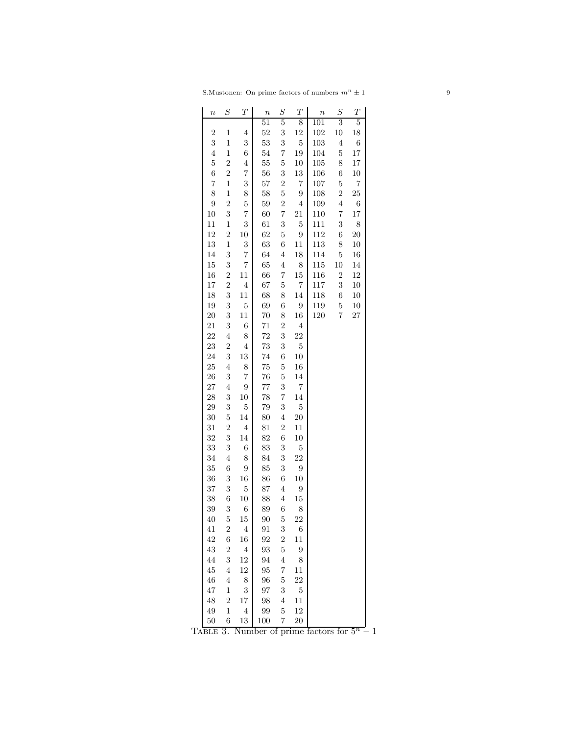| $n$ | $S$ | $T$ | $n$ | $S$ | $T$ | $n$ | $S$ | $T$ |
|---|---|---|---|---|---|---|---|---|
| | | | 51 | 5 | 8 | 101 | 3 | 5 |
| 2 | 1 | 4 | 52 | 3 | 12 | 102 | 10 | 18 |
| 3 | 1 | 3 | 53 | 3 | 5 | 103 | 4 | 6 |
| 4 | 1 | 6 | 54 | 7 | 19 | 104 | 5 | 17 |
| 5 | 2 | 4 | 55 | 5 | 10 | 105 | 8 | 17 |
| 6 | 2 | 7 | 56 | 3 | 13 | 106 | 6 | 10 |
| 7 | 1 | 3 | 57 | 2 | 7 | 107 | 5 | 7 |
| 8 | 1 | 8 | 58 | 5 | 9 | 108 | 2 | 25 |
| 9 | 2 | 5 | 59 | 2 | 4 | 109 | 4 | 6 |
| 10 | 3 | 7 | 60 | 7 | 21 | 110 | 7 | 17 |
| 11 | 1 | 3 | 61 | 3 | 5 | 111 | 3 | 8 |
| 12 | 2 | 10 | 62 | 5 | 9 | 112 | 6 | 20 |
| 13 | 1 | 3 | 63 | 6 | 11 | 113 | 8 | 10 |
| 14 | 3 | 7 | 64 | 4 | 18 | 114 | 5 | 16 |
| 15 | 3 | 7 | 65 | 4 | 8 | 115 | 10 | 14 |
| 16 | 2 | 11 | 66 | 7 | 15 | 116 | 2 | 12 |
| 17 | 2 | 4 | 67 | 5 | 7 | 117 | 3 | 10 |
| 18 | 3 | 11 | 68 | 8 | 14 | 118 | 6 | 10 |
| 19 | 3 | 5 | 69 | 6 | 9 | 119 | 5 | 10 |
| 20 | 3 | 11 | 70 | 8 | 16 | 120 | 7 | 27 |
| 21 | 3 | 6 | 71 | 2 | 4 | | | |
| 22 | 4 | 8 | 72 | 3 | 22 | | | |
| 23 | 2 | 4 | 73 | 3 | 5 | | | |
| 24 | 3 | 13 | 74 | 6 | 10 | | | |
| 25 | 4 | 8 | 75 | 5 | 16 | | | |
| 26 | 3 | 7 | 76 | 5 | 14 | | | |
| 27 | 4 | 9 | 77 | 3 | 7 | | | |
| 28 | 3 | 10 | 78 | 7 | 14 | | | |
| 29 | 3 | 5 | 79 | 3 | 5 | | | |
| 30 | 5 | 14 | 80 | 4 | 20 | | | |
| 31 | 2 | 4 | 81 | 2 | 11 | | | |
| 32 | 3 | 14 | 82 | 6 | 10 | | | |
| 33 | 3 | 6 | 83 | 3 | 5 | | | |
| 34 | 4 | 8 | 84 | 3 | 22 | | | |
| 35 | 6 | 9 | 85 | 3 | 9 | | | |
| 36 | 3 | 16 | 86 | 6 | 10 | | | |
| 37 | 3 | 5 | 87 | 4 | 9 | | | |
| 38 | 6 | 10 | 88 | 4 | 15 | | | |
| 39 | 3 | 6 | 89 | 6 | 8 | | | |
| 40 | 5 | 15 | 90 | 5 | 22 | | | |
| 41 | 2 | 4 | 91 | 3 | 6 | | | |
| 42 | 6 | 16 | 92 | 2 | 11 | | | |
| 43 | 2 | 4 | 93 | 5 | 9 | | | |
| 44 | 3 | 12 | 94 | 4 | 8 | | | |
| 45 | 4 | 12 | 95 | 7 | 11 | | | |
| 46 | 4 | 8 | 96 | 5 | 22 | | | |
| 47 | 1 | 3 | 97 | 3 | 5 | | | |
| 48 | 2 | 17 | 98 | 4 | 11 | | | |
| 49 | 1 | 4 | 99 | 5 | 12 | | | |
| 50 | 6 | 13 | 100 | 7 | 20 | | | |

TABLE 3. Number of prime factors for $5^n - 1$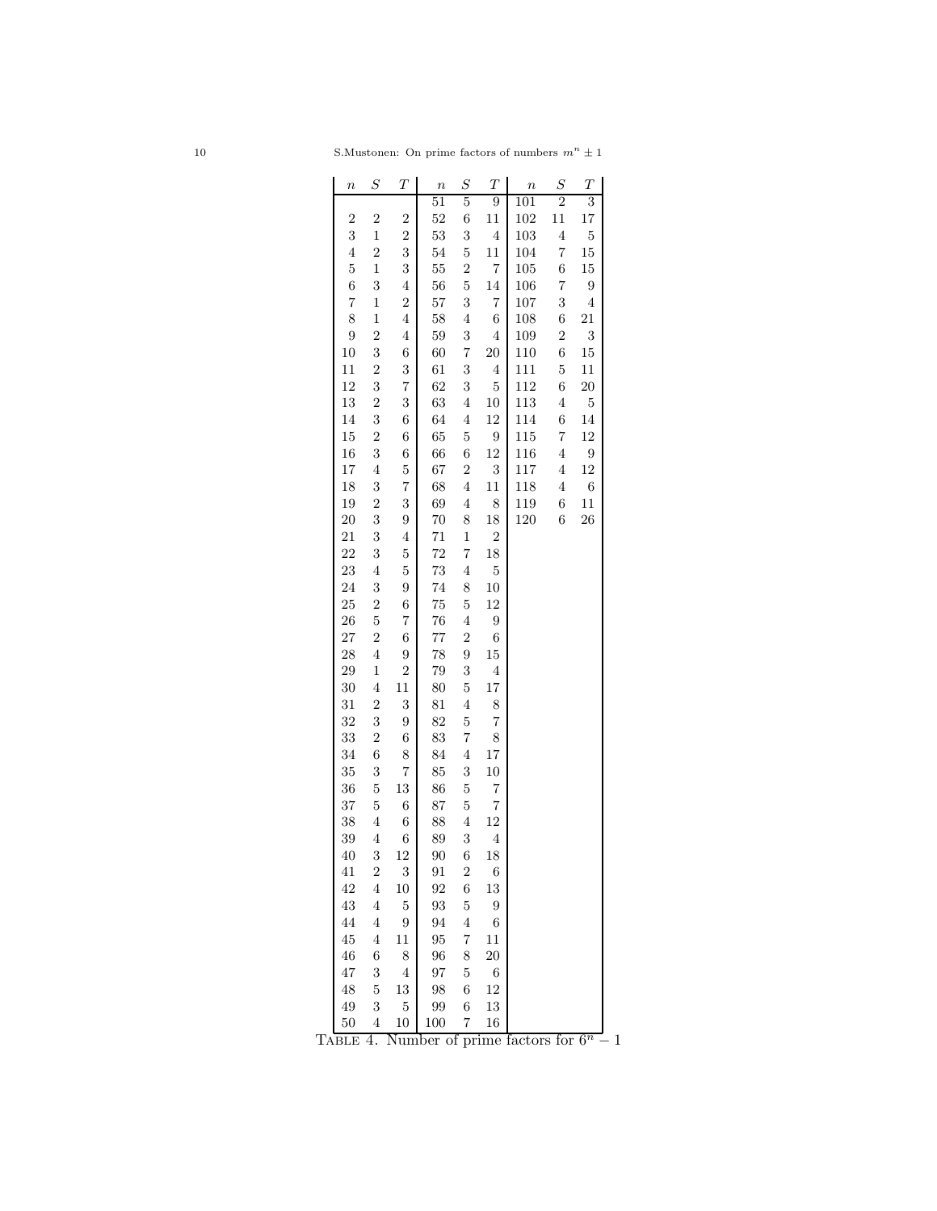| $n$ | $S$ | $T$ | $n$ | $S$ | $T$ | $n$ | $S$ | $T$ |
|---|---|---|---|---|---|---|---|---|
| | | | 51 | 5 | 9 | 101 | 2 | 3 |
| 2 | 2 | 2 | 52 | 6 | 11 | 102 | 11 | 17 |
| 3 | 1 | 2 | 53 | 3 | 4 | 103 | 4 | 5 |
| 4 | 2 | 3 | 54 | 5 | 11 | 104 | 7 | 15 |
| 5 | 1 | 3 | 55 | 2 | 7 | 105 | 6 | 15 |
| 6 | 3 | 4 | 56 | 5 | 14 | 106 | 7 | 9 |
| 7 | 1 | 2 | 57 | 3 | 7 | 107 | 3 | 4 |
| 8 | 1 | 4 | 58 | 4 | 6 | 108 | 6 | 21 |
| 9 | 2 | 4 | 59 | 3 | 4 | 109 | 2 | 3 |
| 10 | 3 | 6 | 60 | 7 | 20 | 110 | 6 | 15 |
| 11 | 2 | 3 | 61 | 3 | 4 | 111 | 5 | 11 |
| 12 | 3 | 7 | 62 | 3 | 5 | 112 | 6 | 20 |
| 13 | 2 | 3 | 63 | 4 | 10 | 113 | 4 | 5 |
| 14 | 3 | 6 | 64 | 4 | 12 | 114 | 6 | 14 |
| 15 | 2 | 6 | 65 | 5 | 9 | 115 | 7 | 12 |
| 16 | 3 | 6 | 66 | 6 | 12 | 116 | 4 | 9 |
| 17 | 4 | 5 | 67 | 2 | 3 | 117 | 4 | 12 |
| 18 | 3 | 7 | 68 | 4 | 11 | 118 | 4 | 6 |
| 19 | 2 | 3 | 69 | 4 | 8 | 119 | 6 | 11 |
| 20 | 3 | 9 | 70 | 8 | 18 | 120 | 6 | 26 |
| 21 | 3 | 4 | 71 | 1 | 2 | | | |
| 22 | 3 | 5 | 72 | 7 | 18 | | | |
| 23 | 4 | 5 | 73 | 4 | 5 | | | |
| 24 | 3 | 9 | 74 | 8 | 10 | | | |
| 25 | 2 | 6 | 75 | 5 | 12 | | | |
| 26 | 5 | 7 | 76 | 4 | 9 | | | |
| 27 | 2 | 6 | 77 | 2 | 6 | | | |
| 28 | 4 | 9 | 78 | 9 | 15 | | | |
| 29 | 1 | 2 | 79 | 3 | 4 | | | |
| 30 | 4 | 11 | 80 | 5 | 17 | | | |
| 31 | 2 | 3 | 81 | 4 | 8 | | | |
| 32 | 3 | 9 | 82 | 5 | 7 | | | |
| 33 | 2 | 6 | 83 | 7 | 8 | | | |
| 34 | 6 | 8 | 84 | 4 | 17 | | | |
| 35 | 3 | 7 | 85 | 3 | 10 | | | |
| 36 | 5 | 13 | 86 | 5 | 7 | | | |
| 37 | 5 | 6 | 87 | 5 | 7 | | | |
| 38 | 4 | 6 | 88 | 4 | 12 | | | |
| 39 | 4 | 6 | 89 | 3 | 4 | | | |
| 40 | 3 | 12 | 90 | 6 | 18 | | | |
| 41 | 2 | 3 | 91 | 2 | 6 | | | |
| 42 | 4 | 10 | 92 | 6 | 13 | | | |
| 43 | 4 | 5 | 93 | 5 | 9 | | | |
| 44 | 4 | 9 | 94 | 4 | 6 | | | |
| 45 | 4 | 11 | 95 | 7 | 11 | | | |
| 46 | 6 | 8 | 96 | 8 | 20 | | | |
| 47 | 3 | 4 | 97 | 5 | 6 | | | |
| 48 | 5 | 13 | 98 | 6 | 12 | | | |
| 49 | 3 | 5 | 99 | 6 | 13 | | | |
| 50 | 4 | 10 | 100 | 7 | 16 | | | |

TABLE 4. Number of prime factors for $6^n - 1$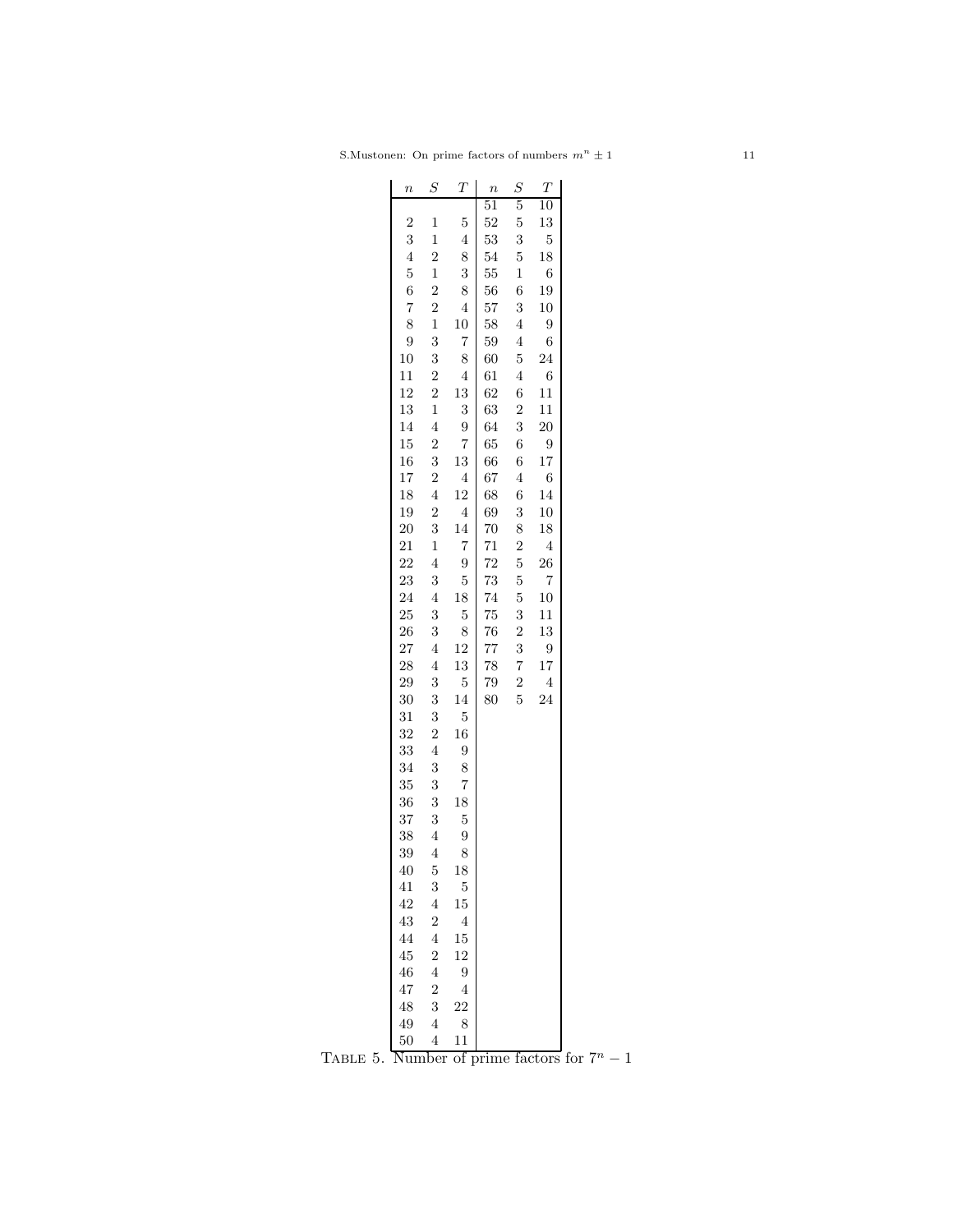| $n$ | $S$ | $T$ | $n$ | $S$ | $T$ |
|---|---|---|---|---|---|
| | | | 51 | 5 | 10 |
| 2 | 1 | 5 | 52 | 5 | 13 |
| 3 | 1 | 4 | 53 | 3 | 5 |
| 4 | 2 | 8 | 54 | 5 | 18 |
| 5 | 1 | 3 | 55 | 1 | 6 |
| 6 | 2 | 8 | 56 | 6 | 19 |
| 7 | 2 | 4 | 57 | 3 | 10 |
| 8 | 1 | 10 | 58 | 4 | 9 |
| 9 | 3 | 7 | 59 | 4 | 6 |
| 10 | 3 | 8 | 60 | 5 | 24 |
| 11 | 2 | 4 | 61 | 4 | 6 |
| 12 | 2 | 13 | 62 | 6 | 11 |
| 13 | 1 | 3 | 63 | 2 | 11 |
| 14 | 4 | 9 | 64 | 3 | 20 |
| 15 | 2 | 7 | 65 | 6 | 9 |
| 16 | 3 | 13 | 66 | 6 | 17 |
| 17 | 2 | 4 | 67 | 4 | 6 |
| 18 | 4 | 12 | 68 | 6 | 14 |
| 19 | 2 | 4 | 69 | 3 | 10 |
| 20 | 3 | 14 | 70 | 8 | 18 |
| 21 | 1 | 7 | 71 | 2 | 4 |
| 22 | 4 | 9 | 72 | 5 | 26 |
| 23 | 3 | 5 | 73 | 5 | 7 |
| 24 | 4 | 18 | 74 | 5 | 10 |
| 25 | 3 | 5 | 75 | 3 | 11 |
| 26 | 3 | 8 | 76 | 2 | 13 |
| 27 | 4 | 12 | 77 | 3 | 9 |
| 28 | 4 | 13 | 78 | 7 | 17 |
| 29 | 3 | 5 | 79 | 2 | 4 |
| 30 | 3 | 14 | 80 | 5 | 24 |
| 31 | 3 | 5 | | | |
| 32 | 2 | 16 | | | |
| 33 | 4 | 9 | | | |
| 34 | 3 | 8 | | | |
| 35 | 3 | 7 | | | |
| 36 | 3 | 18 | | | |
| 37 | 3 | 5 | | | |
| 38 | 4 | 9 | | | |
| 39 | 4 | 8 | | | |
| 40 | 5 | 18 | | | |
| 41 | 3 | 5 | | | |
| 42 | 4 | 15 | | | |
| 43 | 2 | 4 | | | |
| 44 | 4 | 15 | | | |
| 45 | 2 | 12 | | | |
| 46 | 4 | 9 | | | |
| 47 | 2 | 4 | | | |
| 48 | 3 | 22 | | | |
| 49 | 4 | 8 | | | |
| 50 | 4 | 11 | | | |

TABLE 5. Number of prime factors for $7^n - 1$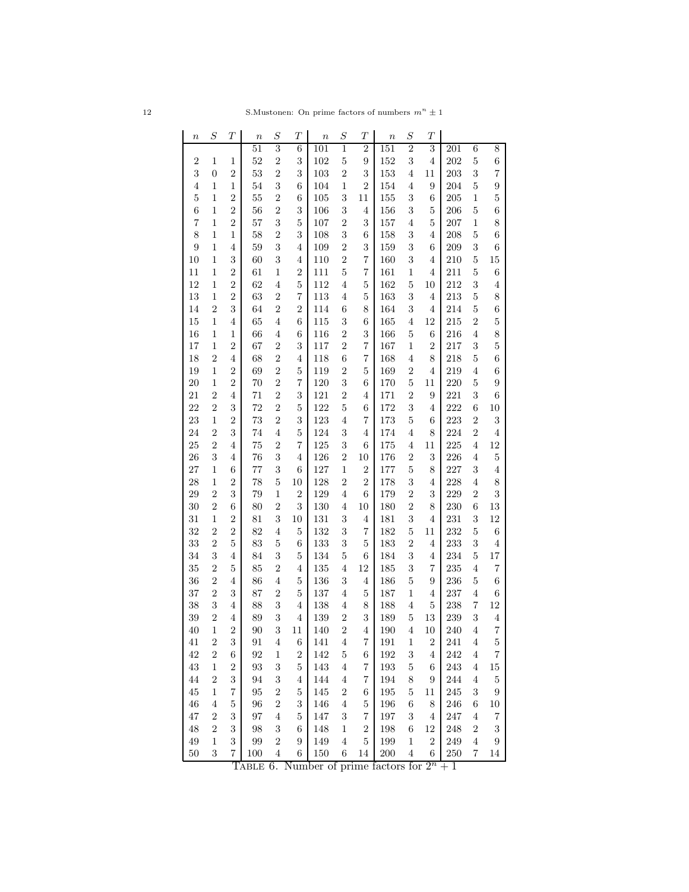| $n$ | $S$ | $T$ | $n$ | $S$ | $T$ | $n$ | $S$ | $T$ | $n$ | $S$ | $T$ | | | |
|---|---|---|---|---|---|---|---|---|---|---|---|---|---|---|
| | | | 51 | 3 | 6 | 101 | 1 | 2 | 151 | 2 | 3 | 201 | 6 | 8 |
| 2 | 1 | 1 | 52 | 2 | 3 | 102 | 5 | 9 | 152 | 3 | 4 | 202 | 5 | 6 |
| 3 | 0 | 2 | 53 | 2 | 3 | 103 | 2 | 3 | 153 | 4 | 11 | 203 | 3 | 7 |
| 4 | 1 | 1 | 54 | 3 | 6 | 104 | 1 | 2 | 154 | 4 | 9 | 204 | 5 | 9 |
| 5 | 1 | 2 | 55 | 2 | 6 | 105 | 3 | 11 | 155 | 3 | 6 | 205 | 1 | 5 |
| 6 | 1 | 2 | 56 | 2 | 3 | 106 | 3 | 4 | 156 | 3 | 5 | 206 | 5 | 6 |
| 7 | 1 | 2 | 57 | 3 | 5 | 107 | 2 | 3 | 157 | 4 | 5 | 207 | 1 | 8 |
| 8 | 1 | 1 | 58 | 2 | 3 | 108 | 3 | 6 | 158 | 3 | 4 | 208 | 5 | 6 |
| 9 | 1 | 4 | 59 | 3 | 4 | 109 | 2 | 3 | 159 | 3 | 6 | 209 | 3 | 6 |
| 10 | 1 | 3 | 60 | 3 | 4 | 110 | 2 | 7 | 160 | 3 | 4 | 210 | 5 | 15 |
| 11 | 1 | 2 | 61 | 1 | 2 | 111 | 5 | 7 | 161 | 1 | 4 | 211 | 5 | 6 |
| 12 | 1 | 2 | 62 | 4 | 5 | 112 | 4 | 5 | 162 | 5 | 10 | 212 | 3 | 4 |
| 13 | 1 | 2 | 63 | 2 | 7 | 113 | 4 | 5 | 163 | 3 | 4 | 213 | 5 | 8 |
| 14 | 2 | 3 | 64 | 2 | 2 | 114 | 6 | 8 | 164 | 3 | 4 | 214 | 5 | 6 |
| 15 | 1 | 4 | 65 | 4 | 6 | 115 | 3 | 6 | 165 | 4 | 12 | 215 | 2 | 5 |
| 16 | 1 | 1 | 66 | 4 | 6 | 116 | 2 | 3 | 166 | 5 | 6 | 216 | 4 | 8 |
| 17 | 1 | 2 | 67 | 2 | 3 | 117 | 2 | 7 | 167 | 1 | 2 | 217 | 3 | 5 |
| 18 | 2 | 4 | 68 | 2 | 4 | 118 | 6 | 7 | 168 | 4 | 8 | 218 | 5 | 6 |
| 19 | 1 | 2 | 69 | 2 | 5 | 119 | 2 | 5 | 169 | 2 | 4 | 219 | 4 | 6 |
| 20 | 1 | 2 | 70 | 2 | 7 | 120 | 3 | 6 | 170 | 5 | 11 | 220 | 5 | 9 |
| 21 | 2 | 4 | 71 | 2 | 3 | 121 | 2 | 4 | 171 | 2 | 9 | 221 | 3 | 6 |
| 22 | 2 | 3 | 72 | 2 | 5 | 122 | 5 | 6 | 172 | 3 | 4 | 222 | 6 | 10 |
| 23 | 1 | 2 | 73 | 2 | 3 | 123 | 4 | 7 | 173 | 5 | 6 | 223 | 2 | 3 |
| 24 | 2 | 3 | 74 | 4 | 5 | 124 | 3 | 4 | 174 | 4 | 8 | 224 | 2 | 4 |
| 25 | 2 | 4 | 75 | 2 | 7 | 125 | 3 | 6 | 175 | 4 | 11 | 225 | 4 | 12 |
| 26 | 3 | 4 | 76 | 3 | 4 | 126 | 2 | 10 | 176 | 2 | 3 | 226 | 4 | 5 |
| 27 | 1 | 6 | 77 | 3 | 6 | 127 | 1 | 2 | 177 | 5 | 8 | 227 | 3 | 4 |
| 28 | 1 | 2 | 78 | 5 | 10 | 128 | 2 | 2 | 178 | 3 | 4 | 228 | 4 | 8 |
| 29 | 2 | 3 | 79 | 1 | 2 | 129 | 4 | 6 | 179 | 2 | 3 | 229 | 2 | 3 |
| 30 | 2 | 6 | 80 | 2 | 3 | 130 | 4 | 10 | 180 | 2 | 8 | 230 | 6 | 13 |
| 31 | 1 | 2 | 81 | 3 | 10 | 131 | 3 | 4 | 181 | 3 | 4 | 231 | 3 | 12 |
| 32 | 2 | 2 | 82 | 4 | 5 | 132 | 3 | 7 | 182 | 5 | 11 | 232 | 5 | 6 |
| 33 | 2 | 5 | 83 | 5 | 6 | 133 | 3 | 5 | 183 | 2 | 4 | 233 | 3 | 4 |
| 34 | 3 | 4 | 84 | 3 | 5 | 134 | 5 | 6 | 184 | 3 | 4 | 234 | 5 | 17 |
| 35 | 2 | 5 | 85 | 2 | 4 | 135 | 4 | 12 | 185 | 3 | 7 | 235 | 4 | 7 |
| 36 | 2 | 4 | 86 | 4 | 5 | 136 | 3 | 4 | 186 | 5 | 9 | 236 | 5 | 6 |
| 37 | 2 | 3 | 87 | 2 | 5 | 137 | 4 | 5 | 187 | 1 | 4 | 237 | 4 | 6 |
| 38 | 3 | 4 | 88 | 3 | 4 | 138 | 4 | 8 | 188 | 4 | 5 | 238 | 7 | 12 |
| 39 | 2 | 4 | 89 | 3 | 4 | 139 | 2 | 3 | 189 | 5 | 13 | 239 | 3 | 4 |
| 40 | 1 | 2 | 90 | 3 | 11 | 140 | 2 | 4 | 190 | 4 | 10 | 240 | 4 | 7 |
| 41 | 2 | 3 | 91 | 4 | 6 | 141 | 4 | 7 | 191 | 1 | 2 | 241 | 4 | 5 |
| 42 | 2 | 6 | 92 | 1 | 2 | 142 | 5 | 6 | 192 | 3 | 4 | 242 | 4 | 7 |
| 43 | 1 | 2 | 93 | 3 | 5 | 143 | 4 | 7 | 193 | 5 | 6 | 243 | 4 | 15 |
| 44 | 2 | 3 | 94 | 3 | 4 | 144 | 4 | 7 | 194 | 8 | 9 | 244 | 4 | 5 |
| 45 | 1 | 7 | 95 | 2 | 5 | 145 | 2 | 6 | 195 | 5 | 11 | 245 | 3 | 9 |
| 46 | 4 | 5 | 96 | 2 | 3 | 146 | 4 | 5 | 196 | 6 | 8 | 246 | 6 | 10 |
| 47 | 2 | 3 | 97 | 4 | 5 | 147 | 3 | 7 | 197 | 3 | 4 | 247 | 4 | 7 |
| 48 | 2 | 3 | 98 | 3 | 6 | 148 | 1 | 2 | 198 | 6 | 12 | 248 | 2 | 3 |
| 49 | 1 | 3 | 99 | 2 | 9 | 149 | 4 | 5 | 199 | 1 | 2 | 249 | 4 | 9 |
| 50 | 3 | 7 | 100 | 4 | 6 | 150 | 6 | 14 | 200 | 4 | 6 | 250 | 7 | 14 |

TABLE 6. Number of prime factors for $2^n + 1$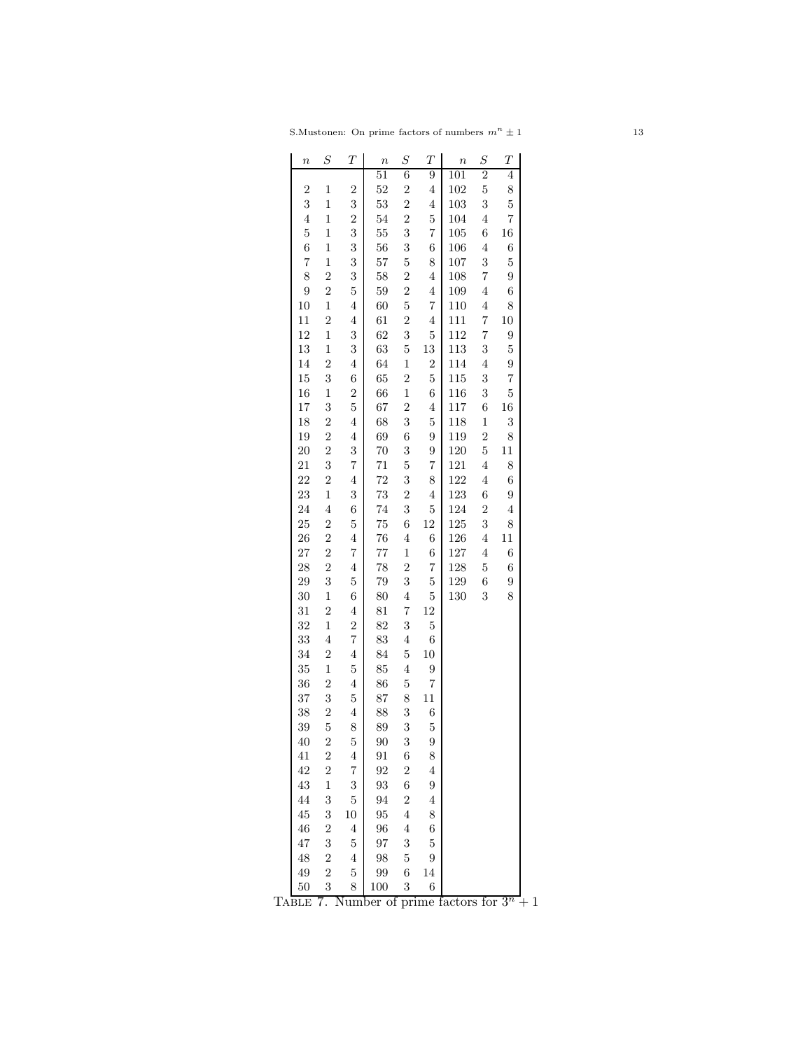| $n$ | $S$ | $T$ | $n$ | $S$ | $T$ | $n$ | $S$ | $T$ |
|---|---|---|---|---|---|---|---|---|
| | | | 51 | 6 | 9 | 101 | 2 | 4 |
| 2 | 1 | 2 | 52 | 2 | 4 | 102 | 5 | 8 |
| 3 | 1 | 3 | 53 | 2 | 4 | 103 | 3 | 5 |
| 4 | 1 | 2 | 54 | 2 | 5 | 104 | 4 | 7 |
| 5 | 1 | 3 | 55 | 3 | 7 | 105 | 6 | 16 |
| 6 | 1 | 3 | 56 | 3 | 6 | 106 | 4 | 6 |
| 7 | 1 | 3 | 57 | 5 | 8 | 107 | 3 | 5 |
| 8 | 2 | 3 | 58 | 2 | 4 | 108 | 7 | 9 |
| 9 | 2 | 5 | 59 | 2 | 4 | 109 | 4 | 6 |
| 10 | 1 | 4 | 60 | 5 | 7 | 110 | 4 | 8 |
| 11 | 2 | 4 | 61 | 2 | 4 | 111 | 7 | 10 |
| 12 | 1 | 3 | 62 | 3 | 5 | 112 | 7 | 9 |
| 13 | 1 | 3 | 63 | 5 | 13 | 113 | 3 | 5 |
| 14 | 2 | 4 | 64 | 1 | 2 | 114 | 4 | 9 |
| 15 | 3 | 6 | 65 | 2 | 5 | 115 | 3 | 7 |
| 16 | 1 | 2 | 66 | 1 | 6 | 116 | 3 | 5 |
| 17 | 3 | 5 | 67 | 2 | 4 | 117 | 6 | 16 |
| 18 | 2 | 4 | 68 | 3 | 5 | 118 | 1 | 3 |
| 19 | 2 | 4 | 69 | 6 | 9 | 119 | 2 | 8 |
| 20 | 2 | 3 | 70 | 3 | 9 | 120 | 5 | 11 |
| 21 | 3 | 7 | 71 | 5 | 7 | 121 | 4 | 8 |
| 22 | 2 | 4 | 72 | 3 | 8 | 122 | 4 | 6 |
| 23 | 1 | 3 | 73 | 2 | 4 | 123 | 6 | 9 |
| 24 | 4 | 6 | 74 | 3 | 5 | 124 | 2 | 4 |
| 25 | 2 | 5 | 75 | 6 | 12 | 125 | 3 | 8 |
| 26 | 2 | 4 | 76 | 4 | 6 | 126 | 4 | 11 |
| 27 | 2 | 7 | 77 | 1 | 6 | 127 | 4 | 6 |
| 28 | 2 | 4 | 78 | 2 | 7 | 128 | 5 | 6 |
| 29 | 3 | 5 | 79 | 3 | 5 | 129 | 6 | 9 |
| 30 | 1 | 6 | 80 | 4 | 5 | 130 | 3 | 8 |
| 31 | 2 | 4 | 81 | 7 | 12 | | | |
| 32 | 1 | 2 | 82 | 3 | 5 | | | |
| 33 | 4 | 7 | 83 | 4 | 6 | | | |
| 34 | 2 | 4 | 84 | 5 | 10 | | | |
| 35 | 1 | 5 | 85 | 4 | 9 | | | |
| 36 | 2 | 4 | 86 | 5 | 7 | | | |
| 37 | 3 | 5 | 87 | 8 | 11 | | | |
| 38 | 2 | 4 | 88 | 3 | 6 | | | |
| 39 | 5 | 8 | 89 | 3 | 5 | | | |
| 40 | 2 | 5 | 90 | 3 | 9 | | | |
| 41 | 2 | 4 | 91 | 6 | 8 | | | |
| 42 | 2 | 7 | 92 | 2 | 4 | | | |
| 43 | 1 | 3 | 93 | 6 | 9 | | | |
| 44 | 3 | 5 | 94 | 2 | 4 | | | |
| 45 | 3 | 10 | 95 | 4 | 8 | | | |
| 46 | 2 | 4 | 96 | 4 | 6 | | | |
| 47 | 3 | 5 | 97 | 3 | 5 | | | |
| 48 | 2 | 4 | 98 | 5 | 9 | | | |
| 49 | 2 | 5 | 99 | 6 | 14 | | | |
| 50 | 3 | 8 | 100 | 3 | 6 | | | |

TABLE 7. Number of prime factors for $3^n + 1$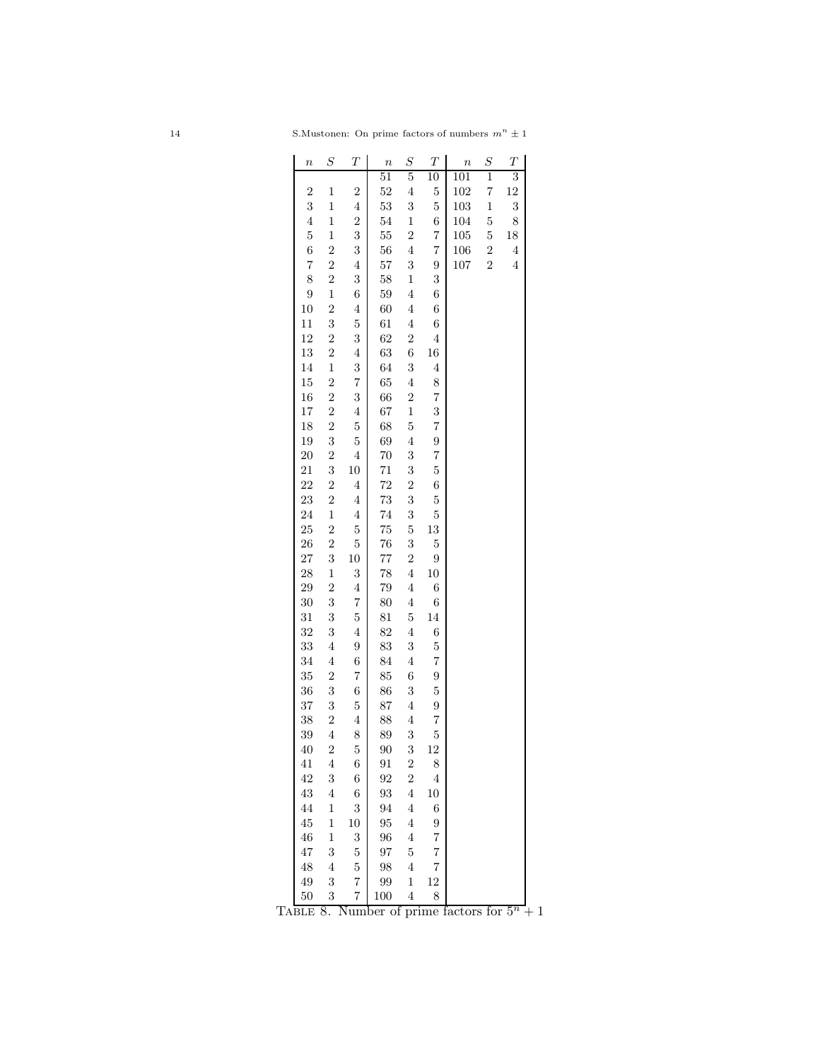| $n$ | $S$ | $T$ | $n$ | $S$ | $T$ | $n$ | $S$ | $T$ |
|---|---|---|---|---|---|---|---|---|
| | | | 51 | 5 | 10 | 101 | 1 | 3 |
| 2 | 1 | 2 | 52 | 4 | 5 | 102 | 7 | 12 |
| 3 | 1 | 4 | 53 | 3 | 5 | 103 | 1 | 3 |
| 4 | 1 | 2 | 54 | 1 | 6 | 104 | 5 | 8 |
| 5 | 1 | 3 | 55 | 2 | 7 | 105 | 5 | 18 |
| 6 | 2 | 3 | 56 | 4 | 7 | 106 | 2 | 4 |
| 7 | 2 | 4 | 57 | 3 | 9 | 107 | 2 | 4 |
| 8 | 2 | 3 | 58 | 1 | 3 | | | |
| 9 | 1 | 6 | 59 | 4 | 6 | | | |
| 10 | 2 | 4 | 60 | 4 | 6 | | | |
| 11 | 3 | 5 | 61 | 4 | 6 | | | |
| 12 | 2 | 3 | 62 | 2 | 4 | | | |
| 13 | 2 | 4 | 63 | 6 | 16 | | | |
| 14 | 1 | 3 | 64 | 3 | 4 | | | |
| 15 | 2 | 7 | 65 | 4 | 8 | | | |
| 16 | 2 | 3 | 66 | 2 | 7 | | | |
| 17 | 2 | 4 | 67 | 1 | 3 | | | |
| 18 | 2 | 5 | 68 | 5 | 7 | | | |
| 19 | 3 | 5 | 69 | 4 | 9 | | | |
| 20 | 2 | 4 | 70 | 3 | 7 | | | |
| 21 | 3 | 10 | 71 | 3 | 5 | | | |
| 22 | 2 | 4 | 72 | 2 | 6 | | | |
| 23 | 2 | 4 | 73 | 3 | 5 | | | |
| 24 | 1 | 4 | 74 | 3 | 5 | | | |
| 25 | 2 | 5 | 75 | 5 | 13 | | | |
| 26 | 2 | 5 | 76 | 3 | 5 | | | |
| 27 | 3 | 10 | 77 | 2 | 9 | | | |
| 28 | 1 | 3 | 78 | 4 | 10 | | | |
| 29 | 2 | 4 | 79 | 4 | 6 | | | |
| 30 | 3 | 7 | 80 | 4 | 6 | | | |
| 31 | 3 | 5 | 81 | 5 | 14 | | | |
| 32 | 3 | 4 | 82 | 4 | 6 | | | |
| 33 | 4 | 9 | 83 | 3 | 5 | | | |
| 34 | 4 | 6 | 84 | 4 | 7 | | | |
| 35 | 2 | 7 | 85 | 6 | 9 | | | |
| 36 | 3 | 6 | 86 | 3 | 5 | | | |
| 37 | 3 | 5 | 87 | 4 | 9 | | | |
| 38 | 2 | 4 | 88 | 4 | 7 | | | |
| 39 | 4 | 8 | 89 | 3 | 5 | | | |
| 40 | 2 | 5 | 90 | 3 | 12 | | | |
| 41 | 4 | 6 | 91 | 2 | 8 | | | |
| 42 | 3 | 6 | 92 | 2 | 4 | | | |
| 43 | 4 | 6 | 93 | 4 | 10 | | | |
| 44 | 1 | 3 | 94 | 4 | 6 | | | |
| 45 | 1 | 10 | 95 | 4 | 9 | | | |
| 46 | 1 | 3 | 96 | 4 | 7 | | | |
| 47 | 3 | 5 | 97 | 5 | 7 | | | |
| 48 | 4 | 5 | 98 | 4 | 7 | | | |
| 49 | 3 | 7 | 99 | 1 | 12 | | | |
| 50 | 3 | 7 | 100 | 4 | 8 | | | |

TABLE 8. Number of prime factors for $5^n + 1$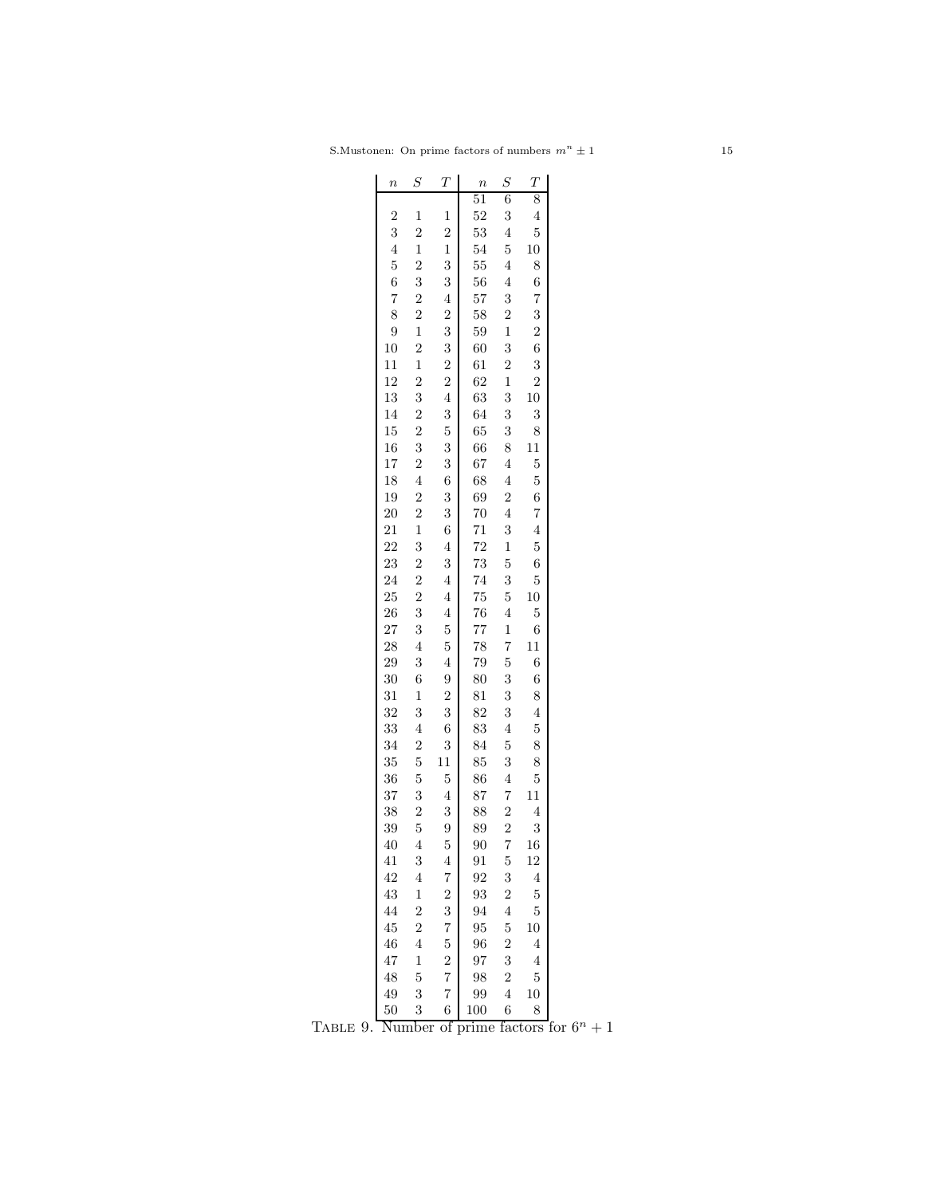| $n$ | $S$ | $T$ | $n$ | $S$ | $T$ |
|---|---|---|---|---|---|
| | | | 51 | 6 | 8 |
| 2 | 1 | 1 | 52 | 3 | 4 |
| 3 | 2 | 2 | 53 | 4 | 5 |
| 4 | 1 | 1 | 54 | 5 | 10 |
| 5 | 2 | 3 | 55 | 4 | 8 |
| 6 | 3 | 3 | 56 | 4 | 6 |
| 7 | 2 | 4 | 57 | 3 | 7 |
| 8 | 2 | 2 | 58 | 2 | 3 |
| 9 | 1 | 3 | 59 | 1 | 2 |
| 10 | 2 | 3 | 60 | 3 | 6 |
| 11 | 1 | 2 | 61 | 2 | 3 |
| 12 | 2 | 2 | 62 | 1 | 2 |
| 13 | 3 | 4 | 63 | 3 | 10 |
| 14 | 2 | 3 | 64 | 3 | 3 |
| 15 | 2 | 5 | 65 | 3 | 8 |
| 16 | 3 | 3 | 66 | 8 | 11 |
| 17 | 2 | 3 | 67 | 4 | 5 |
| 18 | 4 | 6 | 68 | 4 | 5 |
| 19 | 2 | 3 | 69 | 2 | 6 |
| 20 | 2 | 3 | 70 | 4 | 7 |
| 21 | 1 | 6 | 71 | 3 | 4 |
| 22 | 3 | 4 | 72 | 1 | 5 |
| 23 | 2 | 3 | 73 | 5 | 6 |
| 24 | 2 | 4 | 74 | 3 | 5 |
| 25 | 2 | 4 | 75 | 5 | 10 |
| 26 | 3 | 4 | 76 | 4 | 5 |
| 27 | 3 | 5 | 77 | 1 | 6 |
| 28 | 4 | 5 | 78 | 7 | 11 |
| 29 | 3 | 4 | 79 | 5 | 6 |
| 30 | 6 | 9 | 80 | 3 | 6 |
| 31 | 1 | 2 | 81 | 3 | 8 |
| 32 | 3 | 3 | 82 | 3 | 4 |
| 33 | 4 | 6 | 83 | 4 | 5 |
| 34 | 2 | 3 | 84 | 5 | 8 |
| 35 | 5 | 11 | 85 | 3 | 8 |
| 36 | 5 | 5 | 86 | 4 | 5 |
| 37 | 3 | 4 | 87 | 7 | 11 |
| 38 | 2 | 3 | 88 | 2 | 4 |
| 39 | 5 | 9 | 89 | 2 | 3 |
| 40 | 4 | 5 | 90 | 7 | 16 |
| 41 | 3 | 4 | 91 | 5 | 12 |
| 42 | 4 | 7 | 92 | 3 | 4 |
| 43 | 1 | 2 | 93 | 2 | 5 |
| 44 | 2 | 3 | 94 | 4 | 5 |
| 45 | 2 | 7 | 95 | 5 | 10 |
| 46 | 4 | 5 | 96 | 2 | 4 |
| 47 | 1 | 2 | 97 | 3 | 4 |
| 48 | 5 | 7 | 98 | 2 | 5 |
| 49 | 3 | 7 | 99 | 4 | 10 |
| 50 | 3 | 6 | 100 | 6 | 8 |

TABLE 9. Number of prime factors for $6^n + 1$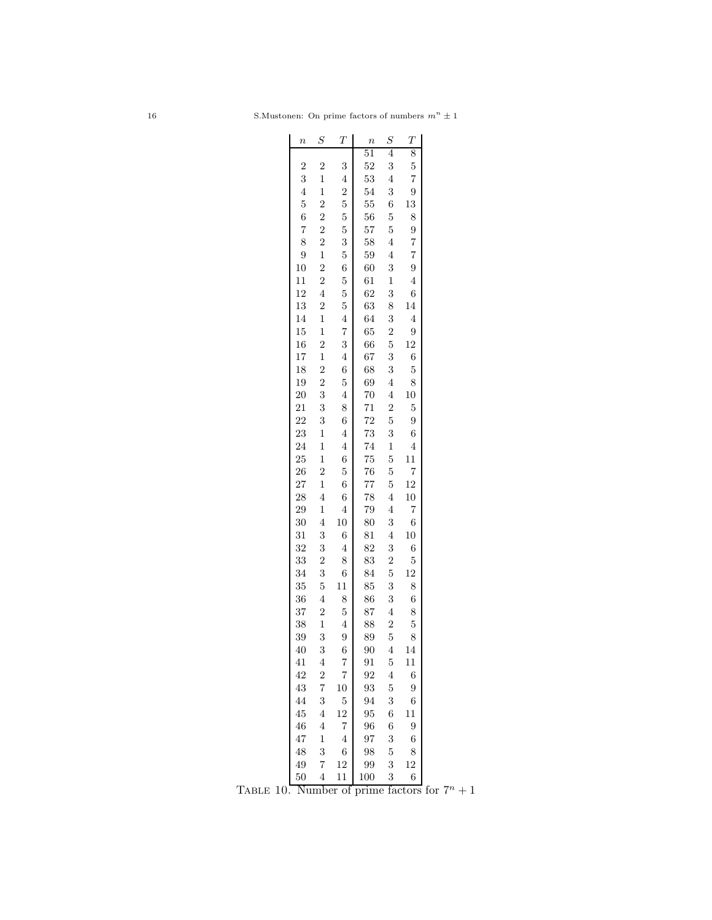| $n$ | $S$ | $T$ | $n$ | $S$ | $T$ |
|---|---|---|---|---|---|
| | | | 51 | 4 | 8 |
| 2 | 2 | 3 | 52 | 3 | 5 |
| 3 | 1 | 4 | 53 | 4 | 7 |
| 4 | 1 | 2 | 54 | 3 | 9 |
| 5 | 2 | 5 | 55 | 6 | 13 |
| 6 | 2 | 5 | 56 | 5 | 8 |
| 7 | 2 | 5 | 57 | 5 | 9 |
| 8 | 2 | 3 | 58 | 4 | 7 |
| 9 | 1 | 5 | 59 | 4 | 7 |
| 10 | 2 | 6 | 60 | 3 | 9 |
| 11 | 2 | 5 | 61 | 1 | 4 |
| 12 | 4 | 5 | 62 | 3 | 6 |
| 13 | 2 | 5 | 63 | 8 | 14 |
| 14 | 1 | 4 | 64 | 3 | 4 |
| 15 | 1 | 7 | 65 | 2 | 9 |
| 16 | 2 | 3 | 66 | 5 | 12 |
| 17 | 1 | 4 | 67 | 3 | 6 |
| 18 | 2 | 6 | 68 | 3 | 5 |
| 19 | 2 | 5 | 69 | 4 | 8 |
| 20 | 3 | 4 | 70 | 4 | 10 |
| 21 | 3 | 8 | 71 | 2 | 5 |
| 22 | 3 | 6 | 72 | 5 | 9 |
| 23 | 1 | 4 | 73 | 3 | 6 |
| 24 | 1 | 4 | 74 | 1 | 4 |
| 25 | 1 | 6 | 75 | 5 | 11 |
| 26 | 2 | 5 | 76 | 5 | 7 |
| 27 | 1 | 6 | 77 | 5 | 12 |
| 28 | 4 | 6 | 78 | 4 | 10 |
| 29 | 1 | 4 | 79 | 4 | 7 |
| 30 | 4 | 10 | 80 | 3 | 6 |
| 31 | 3 | 6 | 81 | 4 | 10 |
| 32 | 3 | 4 | 82 | 3 | 6 |
| 33 | 2 | 8 | 83 | 2 | 5 |
| 34 | 3 | 6 | 84 | 5 | 12 |
| 35 | 5 | 11 | 85 | 3 | 8 |
| 36 | 4 | 8 | 86 | 3 | 6 |
| 37 | 2 | 5 | 87 | 4 | 8 |
| 38 | 1 | 4 | 88 | 2 | 5 |
| 39 | 3 | 9 | 89 | 5 | 8 |
| 40 | 3 | 6 | 90 | 4 | 14 |
| 41 | 4 | 7 | 91 | 5 | 11 |
| 42 | 2 | 7 | 92 | 4 | 6 |
| 43 | 7 | 10 | 93 | 5 | 9 |
| 44 | 3 | 5 | 94 | 3 | 6 |
| 45 | 4 | 12 | 95 | 6 | 11 |
| 46 | 4 | 7 | 96 | 6 | 9 |
| 47 | 1 | 4 | 97 | 3 | 6 |
| 48 | 3 | 6 | 98 | 5 | 8 |
| 49 | 7 | 12 | 99 | 3 | 12 |
| 50 | 4 | 11 | 100 | 3 | 6 |

TABLE 10. Number of prime factors for $7^n + 1$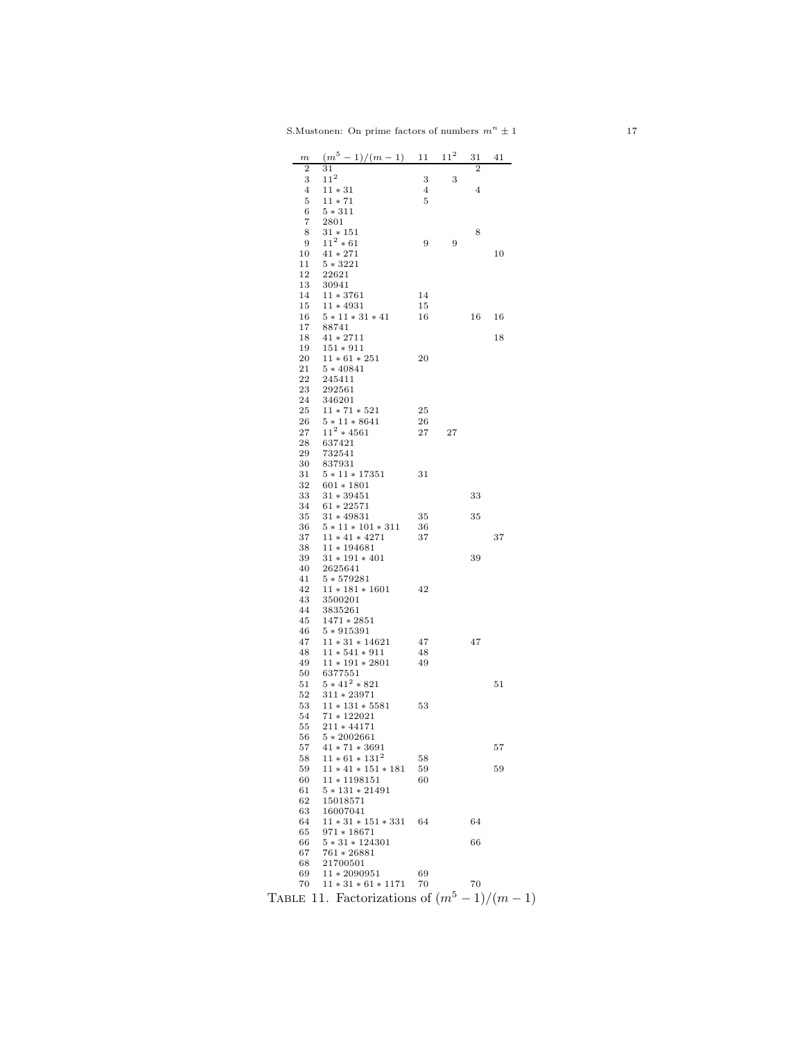| $m$ | $(m^5-1)/(m-1)$ | 11 | $11^2$ | 31 | 41 |
|---|---|---|---|---|---|
| 2 | 31 | | | 2 | |
| 3 | $11^2$ | 3 | 3 | | |
| 4 | $11*31$ | 4 | | 4 | |
| 5 | $11*71$ | 5 | | | |
| 6 | $5*311$ | | | | |
| 7 | 2801 | | | | |
| 8 | $31*151$ | | | 8 | |
| 9 | $11^2*61$ | 9 | 9 | | |
| 10 | $41*271$ | | | | 10 |
| 11 | $5*3221$ | | | | |
| 12 | 22621 | | | | |
| 13 | 30941 | | | | |
| 14 | $11*3761$ | 14 | | | |
| 15 | $11*4931$ | 15 | | | |
| 16 | $5*11*31*41$ | 16 | | 16 | 16 |
| 17 | 88741 | | | | |
| 18 | $41*2711$ | | | | 18 |
| 19 | $151*911$ | | | | |
| 20 | $11*61*251$ | 20 | | | |
| 21 | $5*40841$ | | | | |
| 22 | 245411 | | | | |
| 23 | 292561 | | | | |
| 24 | 346201 | | | | |
| 25 | $11*71*521$ | 25 | | | |
| 26 | $5*11*8641$ | 26 | | | |
| 27 | $11^2*4561$ | 27 | 27 | | |
| 28 | 637421 | | | | |
| 29 | 732541 | | | | |
| 30 | 837931 | | | | |
| 31 | $5*11*17351$ | 31 | | | |
| 32 | $601*1801$ | | | | |
| 33 | $31*39451$ | | | 33 | |
| 34 | $61*22571$ | | | | |
| 35 | $31*49831$ | 35 | | 35 | |
| 36 | $5*11*101*311$ | 36 | | | |
| 37 | $11*41*4271$ | 37 | | | 37 |
| 38 | $11*194681$ | | | | |
| 39 | $31*191*401$ | | | 39 | |
| 40 | 2625641 | | | | |
| 41 | $5*579281$ | | | | |
| 42 | $11*181*1601$ | 42 | | | |
| 43 | 3500201 | | | | |
| 44 | 3835261 | | | | |
| 45 | $1471*2851$ | | | | |
| 46 | $5*915391$ | | | | |
| 47 | $11*31*14621$ | 47 | | 47 | |
| 48 | $11*541*911$ | 48 | | | |
| 49 | $11*191*2801$ | 49 | | | |
| 50 | 6377551 | | | | |
| 51 | $5*41^2*821$ | | | | 51 |
| 52 | $311*23971$ | | | | |
| 53 | $11*131*5581$ | 53 | | | |
| 54 | $71*122021$ | | | | |
| 55 | $211*44171$ | | | | |
| 56 | $5*2002661$ | | | | |
| 57 | $41*71*3691$ | | | | 57 |
| 58 | $11*61*131^2$ | 58 | | | |
| 59 | $11*41*151*181$ | 59 | | | 59 |
| 60 | $11*1198151$ | 60 | | | |
| 61 | $5*131*21491$ | | | | |
| 62 | 15018571 | | | | |
| 63 | 16007041 | | | | |
| 64 | $11*31*151*331$ | 64 | | 64 | |
| 65 | $971*18671$ | | | | |
| 66 | $5*31*124301$ | | | 66 | |
| 67 | $761*26881$ | | | | |
| 68 | 21700501 | | | | |
| 69 | $11*2090951$ | 69 | | | |
| 70 | $11*31*61*1171$ | 70 | | 70 | |

TABLE 11. Factorizations of $(m^5-1)/(m-1)$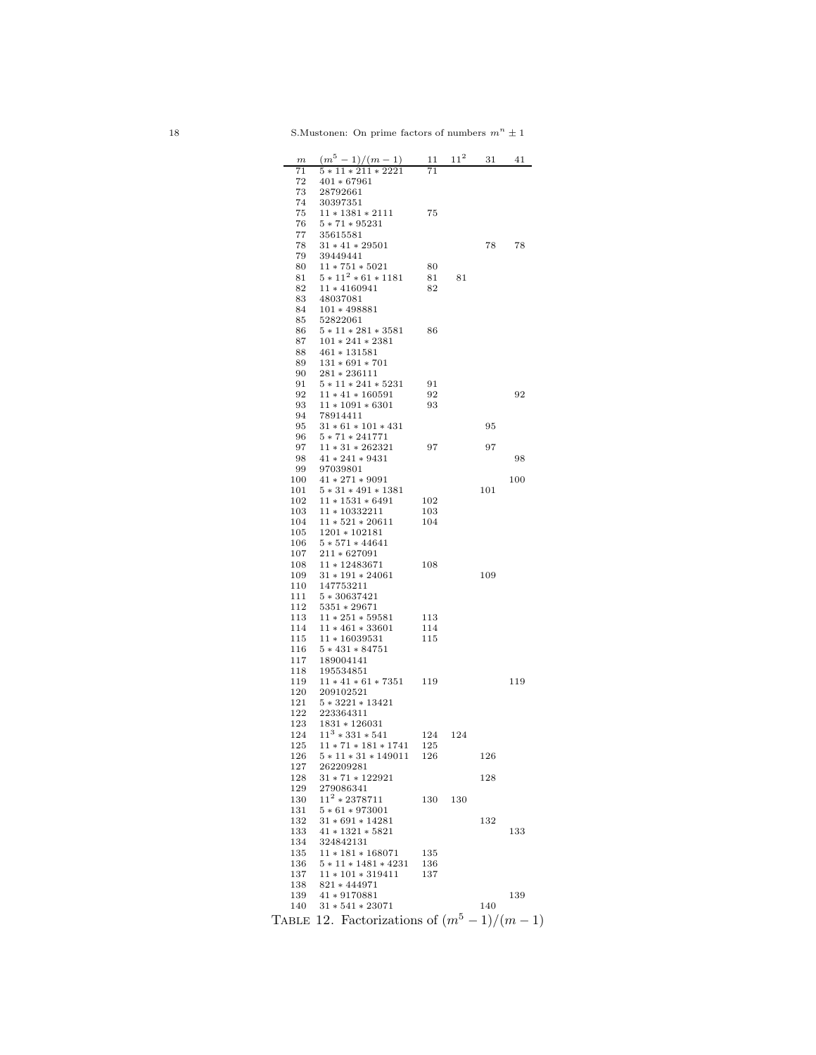| $m$ | $(m^5-1)/(m-1)$ | 11 | $11^2$ | 31 | 41 |
|---|---|---|---|---|---|
| 71 | $5*11*211*2221$ | 71 | | | |
| 72 | $401*67961$ | | | | |
| 73 | $28792661$ | | | | |
| 74 | $30397351$ | | | | |
| 75 | $11*1381*2111$ | 75 | | | |
| 76 | $5*71*95231$ | | | | |
| 77 | $35615581$ | | | | |
| 78 | $31*41*29501$ | | | 78 | 78 |
| 79 | $39449441$ | | | | |
| 80 | $11*751*5021$ | 80 | | | |
| 81 | $5*11^2*61*1181$ | 81 | 81 | | |
| 82 | $11*4160941$ | 82 | | | |
| 83 | $48037081$ | | | | |
| 84 | $101*498881$ | | | | |
| 85 | $52822061$ | | | | |
| 86 | $5*11*281*3581$ | 86 | | | |
| 87 | $101*241*2381$ | | | | |
| 88 | $461*131581$ | | | | |
| 89 | $131*691*701$ | | | | |
| 90 | $281*236111$ | | | | |
| 91 | $5*11*241*5231$ | 91 | | | |
| 92 | $11*41*160591$ | 92 | | | 92 |
| 93 | $11*1091*6301$ | 93 | | | |
| 94 | $78914411$ | | | | |
| 95 | $31*61*101*431$ | | | 95 | |
| 96 | $5*71*241771$ | | | | |
| 97 | $11*31*262321$ | 97 | | 97 | |
| 98 | $41*241*9431$ | | | | 98 |
| 99 | $97039801$ | | | | |
| 100 | $41*271*9091$ | | | | 100 |
| 101 | $5*31*491*1381$ | | | 101 | |
| 102 | $11*1531*6491$ | 102 | | | |
| 103 | $11*10332211$ | 103 | | | |
| 104 | $11*521*20611$ | 104 | | | |
| 105 | $1201*102181$ | | | | |
| 106 | $5*571*44641$ | | | | |
| 107 | $211*627091$ | | | | |
| 108 | $11*12483671$ | 108 | | | |
| 109 | $31*191*24061$ | | | 109 | |
| 110 | $147753211$ | | | | |
| 111 | $5*30637421$ | | | | |
| 112 | $5351*29671$ | | | | |
| 113 | $11*251*59581$ | 113 | | | |
| 114 | $11*461*33601$ | 114 | | | |
| 115 | $11*16039531$ | 115 | | | |
| 116 | $5*431*84751$ | | | | |
| 117 | $189004141$ | | | | |
| 118 | $195534851$ | | | | |
| 119 | $11*41*61*7351$ | 119 | | | 119 |
| 120 | $209102521$ | | | | |
| 121 | $5*3221*13421$ | | | | |
| 122 | $223364311$ | | | | |
| 123 | $1831*126031$ | | | | |
| 124 | $11^3*331*541$ | 124 | 124 | | |
| 125 | $11*71*181*1741$ | 125 | | | |
| 126 | $5*11*31*149011$ | 126 | | 126 | |
| 127 | $262209281$ | | | | |
| 128 | $31*71*122921$ | | | 128 | |
| 129 | $279086341$ | | | | |
| 130 | $11^2*2378711$ | 130 | 130 | | |
| 131 | $5*61*973001$ | | | | |
| 132 | $31*691*14281$ | | | 132 | |
| 133 | $41*1321*5821$ | | | | 133 |
| 134 | $324842131$ | | | | |
| 135 | $11*181*168071$ | 135 | | | |
| 136 | $5*11*1481*4231$ | 136 | | | |
| 137 | $11*101*319411$ | 137 | | | |
| 138 | $821*444971$ | | | | |
| 139 | $41*9170881$ | | | | 139 |
| 140 | $31*541*23071$ | | | 140 | |

TABLE 12. Factorizations of $(m^5-1)/(m-1)$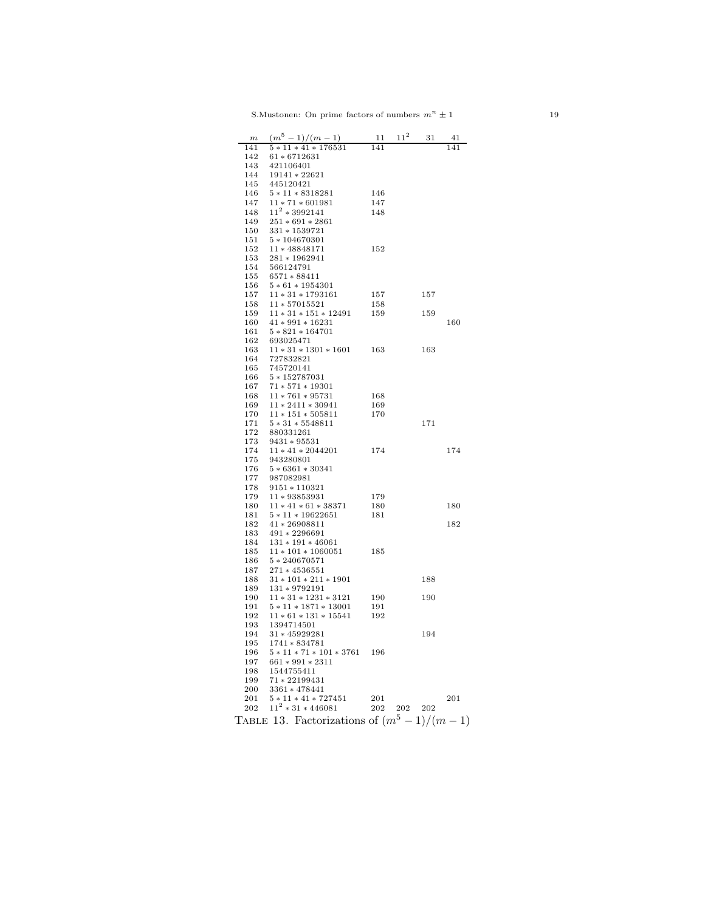| $m$ | $(m^5-1)/(m-1)$ | 11 | $11^2$ | 31 | 41 |
|---|---|---|---|---|---|
| 141 | $5*11*41*176531$ | 141 | | | 141 |
| 142 | $61*6712631$ | | | | |
| 143 | $421106401$ | | | | |
| 144 | $19141*22621$ | | | | |
| 145 | $445120421$ | | | | |
| 146 | $5*11*8318281$ | 146 | | | |
| 147 | $11*71*601981$ | 147 | | | |
| 148 | $11^2*3992141$ | 148 | | | |
| 149 | $251*691*2861$ | | | | |
| 150 | $331*1539721$ | | | | |
| 151 | $5*104670301$ | | | | |
| 152 | $11*48848171$ | 152 | | | |
| 153 | $281*1962941$ | | | | |
| 154 | $566124791$ | | | | |
| 155 | $6571*88411$ | | | | |
| 156 | $5*61*1954301$ | | | | |
| 157 | $11*31*1793161$ | 157 | | 157 | |
| 158 | $11*57015521$ | 158 | | | |
| 159 | $11*31*151*12491$ | 159 | | 159 | |
| 160 | $41*991*16231$ | | | | 160 |
| 161 | $5*821*164701$ | | | | |
| 162 | $693025471$ | | | | |
| 163 | $11*31*1301*1601$ | 163 | | 163 | |
| 164 | $727832821$ | | | | |
| 165 | $745720141$ | | | | |
| 166 | $5*152787031$ | | | | |
| 167 | $71*571*19301$ | | | | |
| 168 | $11*761*95731$ | 168 | | | |
| 169 | $11*2411*30941$ | 169 | | | |
| 170 | $11*151*505811$ | 170 | | | |
| 171 | $5*31*5548811$ | | | 171 | |
| 172 | $880331261$ | | | | |
| 173 | $9431*95531$ | | | | |
| 174 | $11*41*2044201$ | 174 | | | 174 |
| 175 | $943280801$ | | | | |
| 176 | $5*6361*30341$ | | | | |
| 177 | $987082981$ | | | | |
| 178 | $9151*110321$ | | | | |
| 179 | $11*93853931$ | 179 | | | |
| 180 | $11*41*61*38371$ | 180 | | | 180 |
| 181 | $5*11*19622651$ | 181 | | | |
| 182 | $41*26908811$ | | | | 182 |
| 183 | $491*2296691$ | | | | |
| 184 | $131*191*46061$ | | | | |
| 185 | $11*101*1060051$ | 185 | | | |
| 186 | $5*240670571$ | | | | |
| 187 | $271*4536551$ | | | | |
| 188 | $31*101*211*1901$ | | | 188 | |
| 189 | $131*9792191$ | | | | |
| 190 | $11*31*1231*3121$ | 190 | | 190 | |
| 191 | $5*11*1871*13001$ | 191 | | | |
| 192 | $11*61*131*15541$ | 192 | | | |
| 193 | $1394714501$ | | | | |
| 194 | $31*45929281$ | | | 194 | |
| 195 | $1741*834781$ | | | | |
| 196 | $5*11*71*101*3761$ | 196 | | | |
| 197 | $661*991*2311$ | | | | |
| 198 | $1544755411$ | | | | |
| 199 | $71*22199431$ | | | | |
| 200 | $3361*478441$ | | | | |
| 201 | $5*11*41*727451$ | 201 | | | 201 |
| 202 | $11^2*31*446081$ | 202 | 202 | 202 | |

TABLE 13. Factorizations of $(m^5-1)/(m-1)$